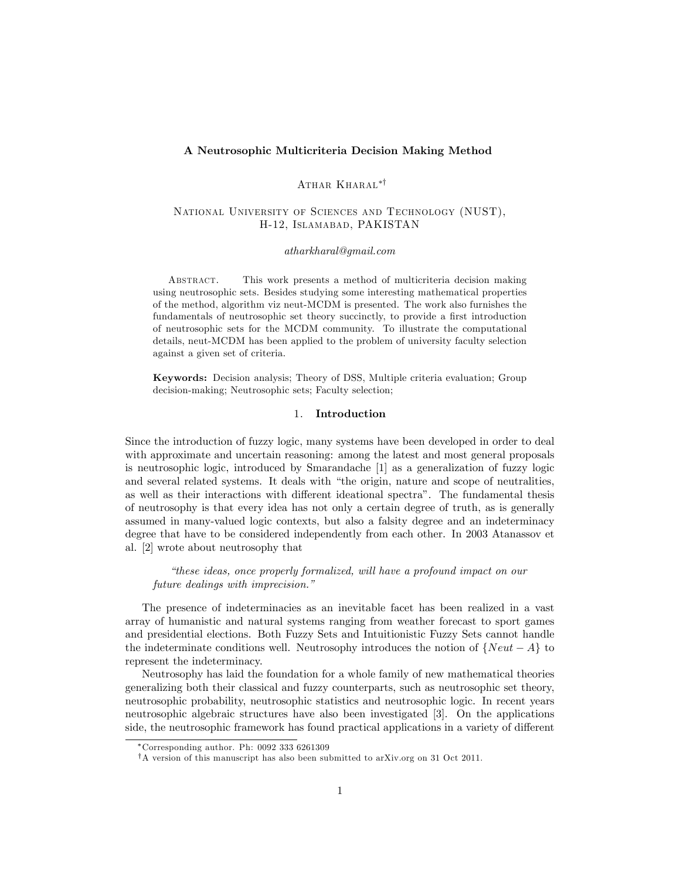# A Neutrosophic Multicriteria Decision Making Method

Athar Kharal[*†]

National University of Sciences and Technology (NUST),
H-12, Islamabad, PAKISTAN

*atharkharal@gmail.com*

Abstract. This work presents a method of multicriteria decision making using neutrosophic sets. Besides studying some interesting mathematical properties of the method, algorithm viz neut-MCDM is presented. The work also furnishes the fundamentals of neutrosophic set theory succinctly, to provide a first introduction of neutrosophic sets for the MCDM community. To illustrate the computational details, neut-MCDM has been applied to the problem of university faculty selection against a given set of criteria.

**Keywords:** Decision analysis; Theory of DSS, Multiple criteria evaluation; Group decision-making; Neutrosophic sets; Faculty selection;

## 1. Introduction

Since the introduction of fuzzy logic, many systems have been developed in order to deal with approximate and uncertain reasoning: among the latest and most general proposals is neutrosophic logic, introduced by Smarandache [1] as a generalization of fuzzy logic and several related systems. It deals with "the origin, nature and scope of neutralities, as well as their interactions with different ideational spectra". The fundamental thesis of neutrosophy is that every idea has not only a certain degree of truth, as is generally assumed in many-valued logic contexts, but also a falsity degree and an indeterminacy degree that have to be considered independently from each other. In 2003 Atanassov et al. [2] wrote about neutrosophy that

> *"these ideas, once properly formalized, will have a profound impact on our future dealings with imprecision."*

The presence of indeterminacies as an inevitable facet has been realized in a vast array of humanistic and natural systems ranging from weather forecast to sport games and presidential elections. Both Fuzzy Sets and Intuitionistic Fuzzy Sets cannot handle the indeterminate conditions well. Neutrosophy introduces the notion of $\{Neut - A\}$ to represent the indeterminacy.

Neutrosophy has laid the foundation for a whole family of new mathematical theories generalizing both their classical and fuzzy counterparts, such as neutrosophic set theory, neutrosophic probability, neutrosophic statistics and neutrosophic logic. In recent years neutrosophic algebraic structures have also been investigated [3]. On the applications side, the neutrosophic framework has found practical applications in a variety of different

---

[*] Corresponding author. Ph: 0092 333 6261309

[†] A version of this manuscript has also been submitted to arXiv.org on 31 Oct 2011.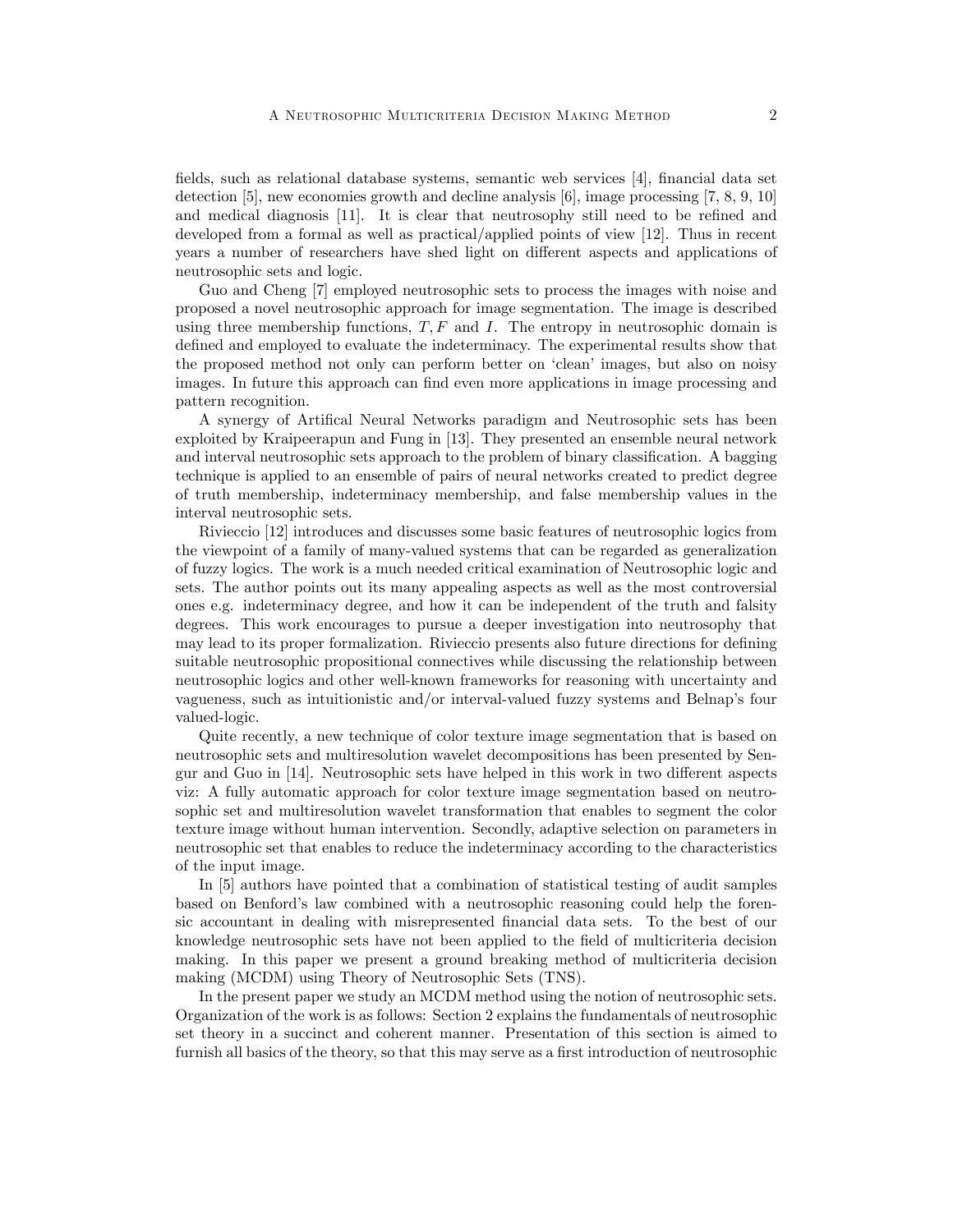fields, such as relational database systems, semantic web services [4], financial data set detection [5], new economies growth and decline analysis [6], image processing [7, 8, 9, 10] and medical diagnosis [11]. It is clear that neutrosophy still need to be refined and developed from a formal as well as practical/applied points of view [12]. Thus in recent years a number of researchers have shed light on different aspects and applications of neutrosophic sets and logic.

Guo and Cheng [7] employed neutrosophic sets to process the images with noise and proposed a novel neutrosophic approach for image segmentation. The image is described using three membership functions, $T, F$ and $I$. The entropy in neutrosophic domain is defined and employed to evaluate the indeterminacy. The experimental results show that the proposed method not only can perform better on 'clean' images, but also on noisy images. In future this approach can find even more applications in image processing and pattern recognition.

A synergy of Artifical Neural Networks paradigm and Neutrosophic sets has been exploited by Kraipeerapun and Fung in [13]. They presented an ensemble neural network and interval neutrosophic sets approach to the problem of binary classification. A bagging technique is applied to an ensemble of pairs of neural networks created to predict degree of truth membership, indeterminacy membership, and false membership values in the interval neutrosophic sets.

Rivieccio [12] introduces and discusses some basic features of neutrosophic logics from the viewpoint of a family of many-valued systems that can be regarded as generalization of fuzzy logics. The work is a much needed critical examination of Neutrosophic logic and sets. The author points out its many appealing aspects as well as the most controversial ones e.g. indeterminacy degree, and how it can be independent of the truth and falsity degrees. This work encourages to pursue a deeper investigation into neutrosophy that may lead to its proper formalization. Rivieccio presents also future directions for defining suitable neutrosophic propositional connectives while discussing the relationship between neutrosophic logics and other well-known frameworks for reasoning with uncertainty and vagueness, such as intuitionistic and/or interval-valued fuzzy systems and Belnap's four valued-logic.

Quite recently, a new technique of color texture image segmentation that is based on neutrosophic sets and multiresolution wavelet decompositions has been presented by Sengur and Guo in [14]. Neutrosophic sets have helped in this work in two different aspects viz: A fully automatic approach for color texture image segmentation based on neutrosophic set and multiresolution wavelet transformation that enables to segment the color texture image without human intervention. Secondly, adaptive selection on parameters in neutrosophic set that enables to reduce the indeterminacy according to the characteristics of the input image.

In [5] authors have pointed that a combination of statistical testing of audit samples based on Benford's law combined with a neutrosophic reasoning could help the forensic accountant in dealing with misrepresented financial data sets. To the best of our knowledge neutrosophic sets have not been applied to the field of multicriteria decision making. In this paper we present a ground breaking method of multicriteria decision making (MCDM) using Theory of Neutrosophic Sets (TNS).

In the present paper we study an MCDM method using the notion of neutrosophic sets. Organization of the work is as follows: Section 2 explains the fundamentals of neutrosophic set theory in a succinct and coherent manner. Presentation of this section is aimed to furnish all basics of the theory, so that this may serve as a first introduction of neutrosophic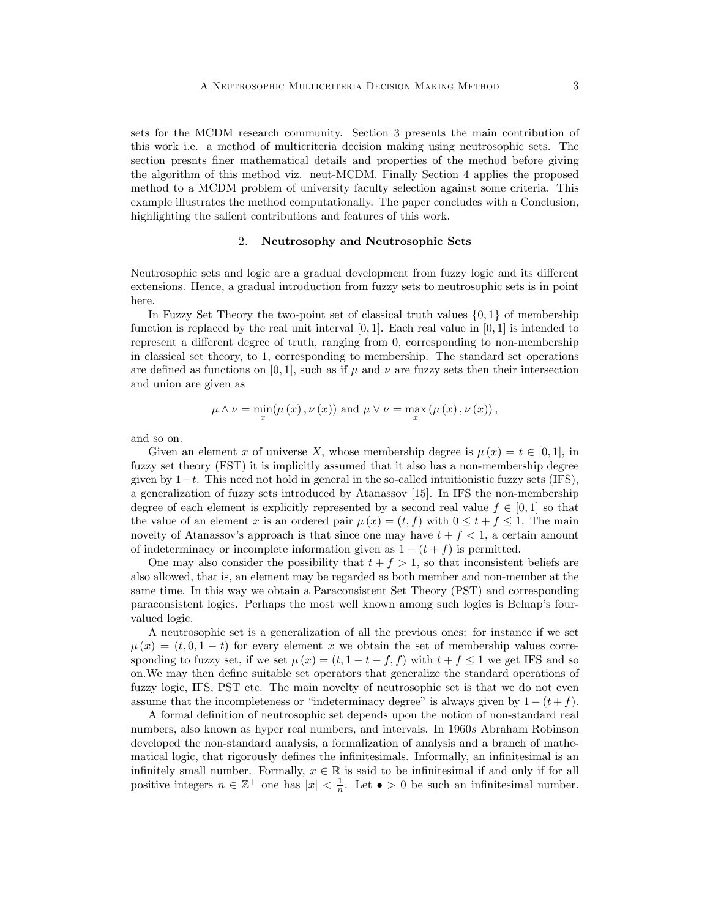sets for the MCDM research community. Section 3 presents the main contribution of this work i.e. a method of multicriteria decision making using neutrosophic sets. The section presnts finer mathematical details and properties of the method before giving the algorithm of this method viz. neut-MCDM. Finally Section 4 applies the proposed method to a MCDM problem of university faculty selection against some criteria. This example illustrates the method computationally. The paper concludes with a Conclusion, highlighting the salient contributions and features of this work.

## 2. Neutrosophy and Neutrosophic Sets

Neutrosophic sets and logic are a gradual development from fuzzy logic and its different extensions. Hence, a gradual introduction from fuzzy sets to neutrosophic sets is in point here.

In Fuzzy Set Theory the two-point set of classical truth values $\{0, 1\}$ of membership function is replaced by the real unit interval $[0, 1]$. Each real value in $[0, 1]$ is intended to represent a different degree of truth, ranging from 0, corresponding to non-membership in classical set theory, to 1, corresponding to membership. The standard set operations are defined as functions on $[0, 1]$, such as if $\mu$ and $\nu$ are fuzzy sets then their intersection and union are given as

$$\mu \wedge \nu = \min_x(\mu(x), \nu(x)) \text{ and } \mu \vee \nu = \max_x(\mu(x), \nu(x)),$$

and so on.

Given an element $x$ of universe $X$, whose membership degree is $\mu(x) = t \in [0, 1]$, in fuzzy set theory (FST) it is implicitly assumed that it also has a non-membership degree given by $1 - t$. This need not hold in general in the so-called intuitionistic fuzzy sets (IFS), a generalization of fuzzy sets introduced by Atanassov [15]. In IFS the non-membership degree of each element is explicitly represented by a second real value $f \in [0, 1]$ so that the value of an element $x$ is an ordered pair $\mu(x) = (t, f)$ with $0 \leq t + f \leq 1$. The main novelty of Atanassov's approach is that since one may have $t + f < 1$, a certain amount of indeterminacy or incomplete information given as $1 - (t + f)$ is permitted.

One may also consider the possibility that $t + f > 1$, so that inconsistent beliefs are also allowed, that is, an element may be regarded as both member and non-member at the same time. In this way we obtain a Paraconsistent Set Theory (PST) and corresponding paraconsistent logics. Perhaps the most well known among such logics is Belnap's four-valued logic.

A neutrosophic set is a generalization of all the previous ones: for instance if we set $\mu(x) = (t, 0, 1 - t)$ for every element $x$ we obtain the set of membership values corresponding to fuzzy set, if we set $\mu(x) = (t, 1 - t - f, f)$ with $t + f \leq 1$ we get IFS and so on.We may then define suitable set operators that generalize the standard operations of fuzzy logic, IFS, PST etc. The main novelty of neutrosophic set is that we do not even assume that the incompleteness or "indeterminacy degree" is always given by $1 - (t + f)$.

A formal definition of neutrosophic set depends upon the notion of non-standard real numbers, also known as hyper real numbers, and intervals. In 1960*s* Abraham Robinson developed the non-standard analysis, a formalization of analysis and a branch of mathematical logic, that rigorously defines the infinitesimals. Informally, an infinitesimal is an infinitely small number. Formally, $x \in \mathbb{R}$ is said to be infinitesimal if and only if for all positive integers $n \in \mathbb{Z}^+$ one has $|x| < \frac{1}{n}$. Let $\bullet > 0$ be such an infinitesimal number.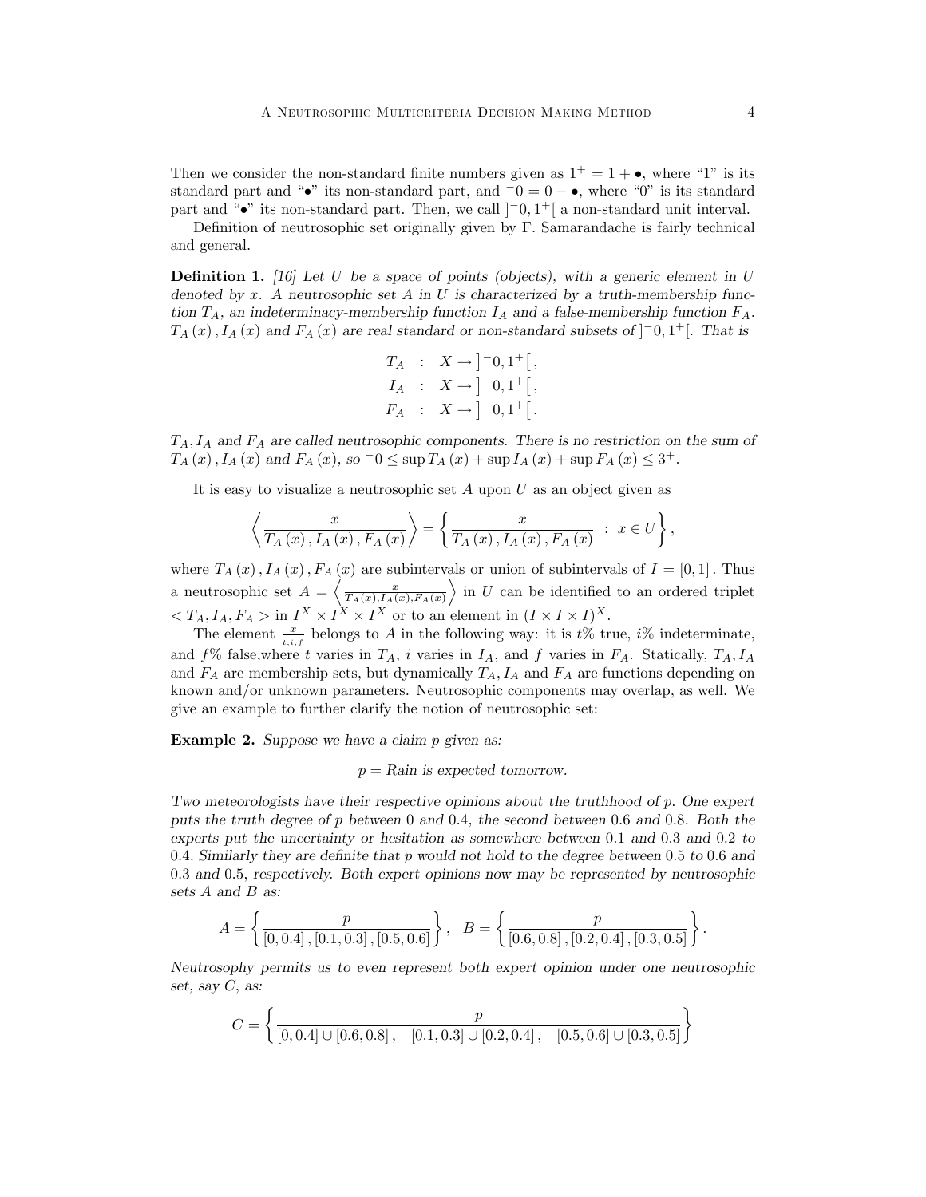Then we consider the non-standard finite numbers given as $1^{+} = 1 + \bullet$, where "1" is its standard part and "$\bullet$" its non-standard part, and $^{-}0 = 0 - \bullet$, where "0" is its standard part and "$\bullet$" its non-standard part. Then, we call $]^{-}0, 1^{+}[$ a non-standard unit interval.

Definition of neutrosophic set originally given by F. Samarandache is fairly technical and general.

**Definition 1.** *[16] Let $U$ be a space of points (objects), with a generic element in $U$ denoted by $x$. A neutrosophic set $A$ in $U$ is characterized by a truth-membership function $T_A$, an indeterminacy-membership function $I_A$ and a false-membership function $F_A$. $T_A(x), I_A(x)$ and $F_A(x)$ are real standard or non-standard subsets of $]^{-}0, 1^{+}[$. That is*

$$\begin{aligned} T_A &: X \to \left]^{-}0, 1^{+}\right[, \\ I_A &: X \to \left]^{-}0, 1^{+}\right[, \\ F_A &: X \to \left]^{-}0, 1^{+}\right[. \end{aligned}$$

*$T_A, I_A$ and $F_A$ are called neutrosophic components. There is no restriction on the sum of $T_A(x), I_A(x)$ and $F_A(x)$, so $^{-}0 \leq \sup T_A(x) + \sup I_A(x) + \sup F_A(x) \leq 3^{+}$.*

It is easy to visualize a neutrosophic set $A$ upon $U$ as an object given as

$$\left\langle \frac{x}{T_A(x), I_A(x), F_A(x)} \right\rangle = \left\{ \frac{x}{T_A(x), I_A(x), F_A(x)} \; : \; x \in U \right\},$$

where $T_A(x), I_A(x), F_A(x)$ are subintervals or union of subintervals of $I = [0, 1]$. Thus a neutrosophic set $A = \left\langle \frac{x}{T_A(x), I_A(x), F_A(x)} \right\rangle$ in $U$ can be identified to an ordered triplet $< T_A, I_A, F_A >$ in $I^X \times I^X \times I^X$ or to an element in $(I \times I \times I)^X$.

The element $\frac{x}{t,i,f}$ belongs to $A$ in the following way: it is $t\%$ true, $i\%$ indeterminate, and $f\%$ false,where $t$ varies in $T_A$, $i$ varies in $I_A$, and $f$ varies in $F_A$. Statically, $T_A, I_A$ and $F_A$ are membership sets, but dynamically $T_A, I_A$ and $F_A$ are functions depending on known and/or unknown parameters. Neutrosophic components may overlap, as well. We give an example to further clarify the notion of neutrosophic set:

**Example 2.** *Suppose we have a claim $p$ given as:*

$$p = \textit{Rain is expected tomorrow.}$$

*Two meteorologists have their respective opinions about the truthhood of $p$. One expert puts the truth degree of $p$ between 0 and 0.4, the second between 0.6 and 0.8. Both the experts put the uncertainty or hesitation as somewhere between 0.1 and 0.3 and 0.2 to 0.4. Similarly they are definite that $p$ would not hold to the degree between 0.5 to 0.6 and 0.3 and 0.5, respectively. Both expert opinions now may be represented by neutrosophic sets $A$ and $B$ as:*

$$A = \left\{ \frac{p}{[0, 0.4], [0.1, 0.3], [0.5, 0.6]} \right\}, \quad B = \left\{ \frac{p}{[0.6, 0.8], [0.2, 0.4], [0.3, 0.5]} \right\}.$$

*Neutrosophy permits us to even represent both expert opinion under one neutrosophic set, say $C$, as:*

$$C = \left\{ \frac{p}{[0, 0.4] \cup [0.6, 0.8], \quad [0.1, 0.3] \cup [0.2, 0.4], \quad [0.5, 0.6] \cup [0.3, 0.5]} \right\}$$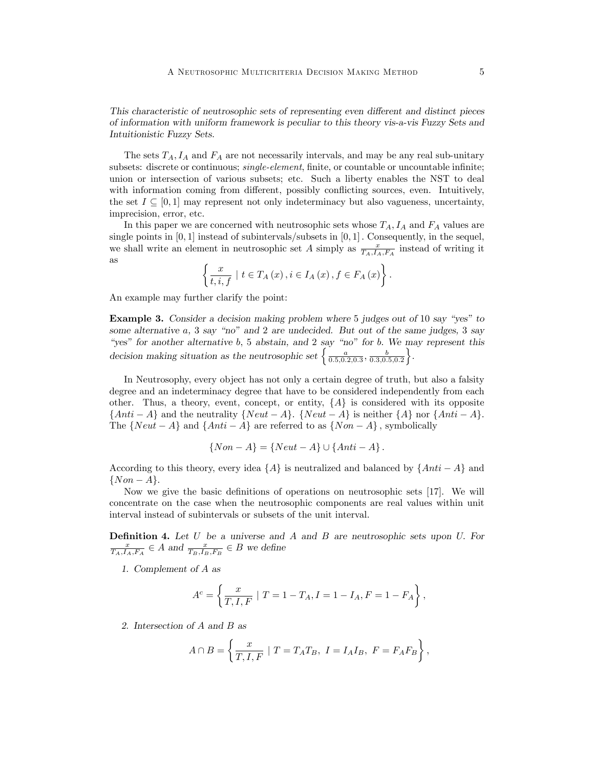*This characteristic of neutrosophic sets of representing even different and distinct pieces of information with uniform framework is peculiar to this theory vis-a-vis Fuzzy Sets and Intuitionistic Fuzzy Sets.*

The sets $T_A, I_A$ and $F_A$ are not necessarily intervals, and may be any real sub-unitary subsets: discrete or continuous; *single-element*, finite, or countable or uncountable infinite; union or intersection of various subsets; etc. Such a liberty enables the NST to deal with information coming from different, possibly conflicting sources, even. Intuitively, the set $I \subseteq [0,1]$ may represent not only indeterminacy but also vagueness, uncertainty, imprecision, error, etc.

In this paper we are concerned with neutrosophic sets whose $T_A, I_A$ and $F_A$ values are single points in $[0,1]$ instead of subintervals/subsets in $[0,1]$. Consequently, in the sequel, we shall write an element in neutrosophic set $A$ simply as $\frac{x}{T_A, I_A, F_A}$ instead of writing it as

$$\left\{ \frac{x}{t, i, f} \mid t \in T_A(x), i \in I_A(x), f \in F_A(x) \right\}.$$

An example may further clarify the point:

**Example 3.** *Consider a decision making problem where 5 judges out of 10 say "yes" to some alternative $a$, 3 say "no" and 2 are undecided. But out of the same judges, 3 say "yes" for another alternative $b$, 5 abstain, and 2 say "no" for $b$. We may represent this decision making situation as the neutrosophic set* $\left\{ \frac{a}{0.5, 0.2, 0.3}, \frac{b}{0.3, 0.5, 0.2} \right\}$.

In Neutrosophy, every object has not only a certain degree of truth, but also a falsity degree and an indeterminacy degree that have to be considered independently from each other. Thus, a theory, event, concept, or entity, $\{A\}$ is considered with its opposite $\{Anti - A\}$ and the neutrality $\{Neut - A\}$. $\{Neut - A\}$ is neither $\{A\}$ nor $\{Anti - A\}$. The $\{Neut - A\}$ and $\{Anti - A\}$ are referred to as $\{Non - A\}$, symbolically

$$\{Non - A\} = \{Neut - A\} \cup \{Anti - A\}.$$

According to this theory, every idea $\{A\}$ is neutralized and balanced by $\{Anti - A\}$ and $\{Non - A\}$.

Now we give the basic definitions of operations on neutrosophic sets [17]. We will concentrate on the case when the neutrosophic components are real values within unit interval instead of subintervals or subsets of the unit interval.

**Definition 4.** *Let $U$ be a universe and $A$ and $B$ are neutrosophic sets upon $U$. For $\frac{x}{T_A, I_A, F_A} \in A$ and $\frac{x}{T_B, I_B, F_B} \in B$ we define*

1. *Complement of $A$ as*

$$A^c = \left\{ \frac{x}{T, I, F} \mid T = 1 - T_A, I = 1 - I_A, F = 1 - F_A \right\},$$

2. *Intersection of $A$ and $B$ as*

$$A \cap B = \left\{ \frac{x}{T, I, F} \mid T = T_A T_B, \ I = I_A I_B, \ F = F_A F_B \right\},$$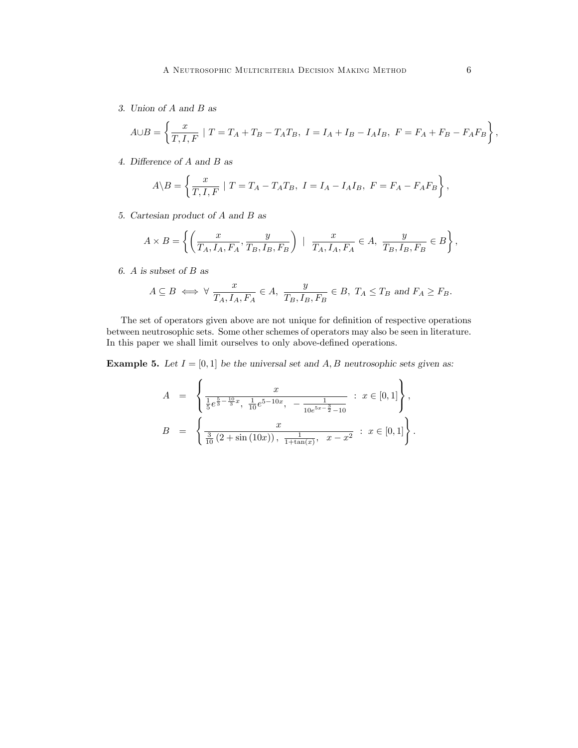3. *Union of $A$ and $B$ as*

$$A\cup B = \left\{ \frac{x}{T, I, F} \mid T = T_A + T_B - T_A T_B,\ I = I_A + I_B - I_A I_B,\ F = F_A + F_B - F_A F_B \right\},$$

4. *Difference of $A$ and $B$ as*

$$A\backslash B = \left\{ \frac{x}{T, I, F} \mid T = T_A - T_A T_B,\ I = I_A - I_A I_B,\ F = F_A - F_A F_B \right\},$$

5. *Cartesian product of $A$ and $B$ as*

$$A \times B = \left\{ \left( \frac{x}{T_A, I_A, F_A}, \frac{y}{T_B, I_B, F_B} \right) \ \mid \ \frac{x}{T_A, I_A, F_A} \in A,\ \frac{y}{T_B, I_B, F_B} \in B \right\},$$

6. *$A$ is subset of $B$ as*

$$A \subseteq B \iff \forall\ \frac{x}{T_A, I_A, F_A} \in A,\ \frac{y}{T_B, I_B, F_B} \in B,\ T_A \leq T_B \text{ and } F_A \geq F_B.$$

The set of operators given above are not unique for definition of respective operations between neutrosophic sets. Some other schemes of operators may also be seen in literature. In this paper we shall limit ourselves to only above-defined operations.

**Example 5.** *Let $I = [0, 1]$ be the universal set and $A, B$ neutrosophic sets given as:*

$$\begin{aligned} A &= \left\{ \frac{x}{\frac{1}{5} e^{\frac{5}{3} - \frac{10}{3} x},\ \frac{1}{10} e^{5 - 10x},\ -\frac{1}{10 e^{5x - \frac{3}{2}} - 10}} \ :\ x \in [0, 1] \right\}, \\ B &= \left\{ \frac{x}{\frac{3}{10} \left(2 + \sin(10x)\right),\ \frac{1}{1 + \tan(x)},\ \ x - x^2} \ :\ x \in [0, 1] \right\}. \end{aligned}$$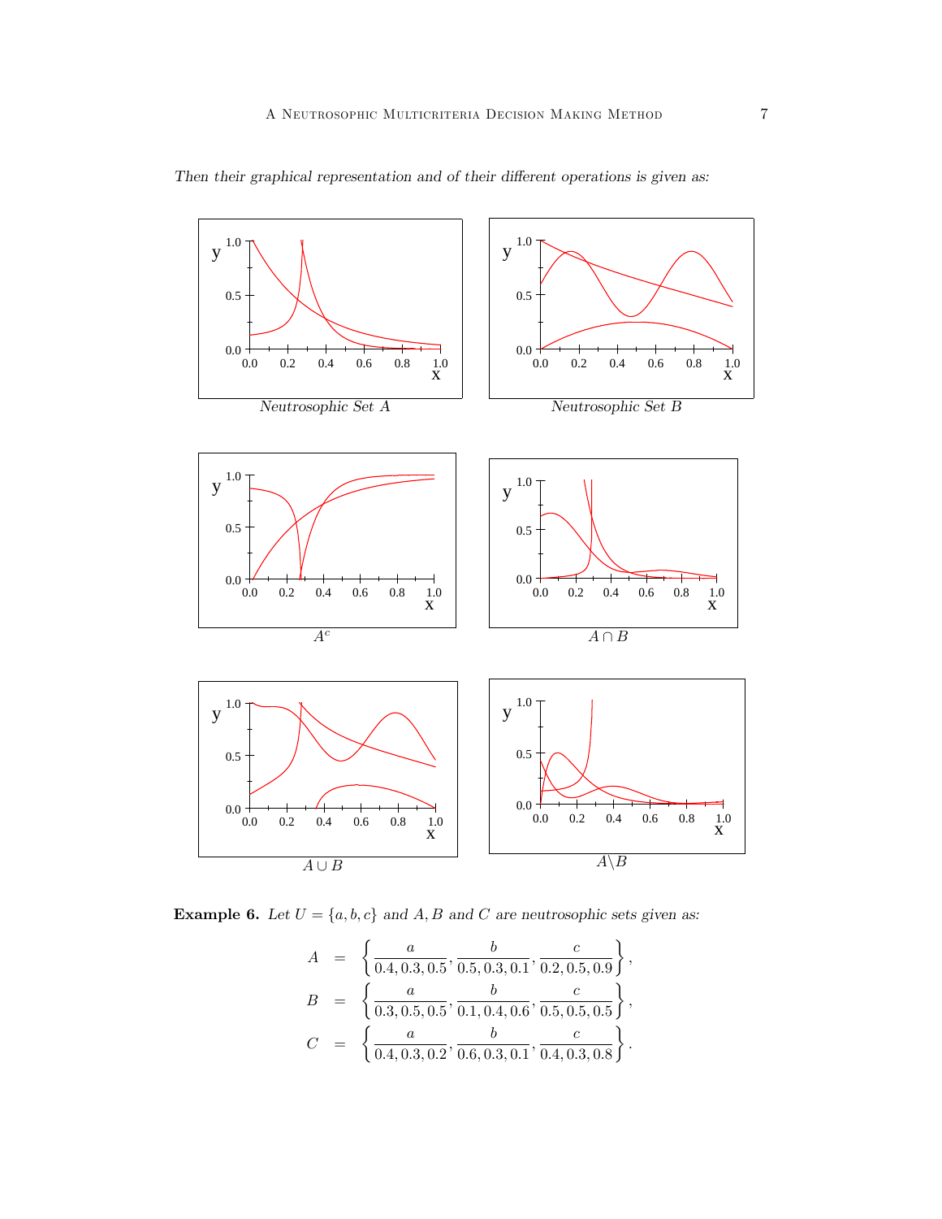*Then their graphical representation and of their different operations is given as:*

*Neutrosophic Set A*

*Neutrosophic Set B*

$A^c$

$A \cap B$

$A \cup B$

$A \backslash B$

**Example 6.** *Let $U = \{a, b, c\}$ and $A, B$ and $C$ are neutrosophic sets given as:*

$$
\begin{aligned}
A &= \left\{ \frac{a}{0.4, 0.3, 0.5}, \frac{b}{0.5, 0.3, 0.1}, \frac{c}{0.2, 0.5, 0.9} \right\}, \\
B &= \left\{ \frac{a}{0.3, 0.5, 0.5}, \frac{b}{0.1, 0.4, 0.6}, \frac{c}{0.5, 0.5, 0.5} \right\}, \\
C &= \left\{ \frac{a}{0.4, 0.3, 0.2}, \frac{b}{0.6, 0.3, 0.1}, \frac{c}{0.4, 0.3, 0.8} \right\}.
\end{aligned}
$$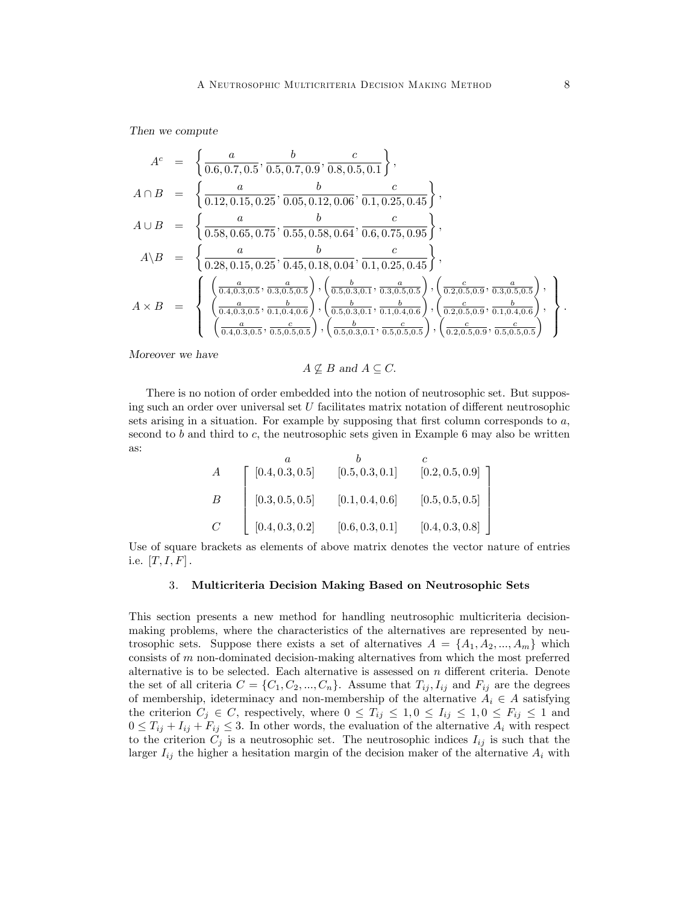*Then we compute*

$$
\begin{aligned}
A^c &= \left\{ \frac{a}{0.6, 0.7, 0.5}, \frac{b}{0.5, 0.7, 0.9}, \frac{c}{0.8, 0.5, 0.1} \right\}, \\
A \cap B &= \left\{ \frac{a}{0.12, 0.15, 0.25}, \frac{b}{0.05, 0.12, 0.06}, \frac{c}{0.1, 0.25, 0.45} \right\}, \\
A \cup B &= \left\{ \frac{a}{0.58, 0.65, 0.75}, \frac{b}{0.55, 0.58, 0.64}, \frac{c}{0.6, 0.75, 0.95} \right\}, \\
A \backslash B &= \left\{ \frac{a}{0.28, 0.15, 0.25}, \frac{b}{0.45, 0.18, 0.04}, \frac{c}{0.1, 0.25, 0.45} \right\}, \\
A \times B &= \left\{ \begin{array}{c}
\left( \frac{a}{0.4,0.3,0.5}, \frac{a}{0.3,0.5,0.5} \right), \left( \frac{b}{0.5,0.3,0.1}, \frac{a}{0.3,0.5,0.5} \right), \left( \frac{c}{0.2,0.5,0.9}, \frac{a}{0.3,0.5,0.5} \right), \\
\left( \frac{a}{0.4,0.3,0.5}, \frac{b}{0.1,0.4,0.6} \right), \left( \frac{b}{0.5,0.3,0.1}, \frac{b}{0.1,0.4,0.6} \right), \left( \frac{c}{0.2,0.5,0.9}, \frac{b}{0.1,0.4,0.6} \right), \\
\left( \frac{a}{0.4,0.3,0.5}, \frac{c}{0.5,0.5,0.5} \right), \left( \frac{b}{0.5,0.3,0.1}, \frac{c}{0.5,0.5,0.5} \right), \left( \frac{c}{0.2,0.5,0.9}, \frac{c}{0.5,0.5,0.5} \right)
\end{array} \right\}.
\end{aligned}
$$

*Moreover we have*

$$A \nsubseteq B \text{ and } A \subseteq C.$$

There is no notion of order embedded into the notion of neutrosophic set. But supposing such an order over universal set $U$ facilitates matrix notation of different neutrosophic sets arising in a situation. For example by supposing that first column corresponds to $a$, second to $b$ and third to $c$, the neutrosophic sets given in Example 6 may also be written as:

$$
\begin{array}{c} \\ A \\ B \\ C \end{array}
\begin{array}{c}
\begin{array}{ccc} \quad a \quad & \quad b \quad & \quad c \quad \end{array} \\
\left[ \begin{array}{ccc}
[0.4, 0.3, 0.5] & [0.5, 0.3, 0.1] & [0.2, 0.5, 0.9] \\
[0.3, 0.5, 0.5] & [0.1, 0.4, 0.6] & [0.5, 0.5, 0.5] \\
[0.4, 0.3, 0.2] & [0.6, 0.3, 0.1] & [0.4, 0.3, 0.8]
\end{array} \right]
\end{array}
$$

Use of square brackets as elements of above matrix denotes the vector nature of entries i.e. $[T, I, F]$.

## 3. Multicriteria Decision Making Based on Neutrosophic Sets

This section presents a new method for handling neutrosophic multicriteria decision-making problems, where the characteristics of the alternatives are represented by neutrosophic sets. Suppose there exists a set of alternatives $A = \{A_1, A_2, ..., A_m\}$ which consists of $m$ non-dominated decision-making alternatives from which the most preferred alternative is to be selected. Each alternative is assessed on $n$ different criteria. Denote the set of all criteria $C = \{C_1, C_2, ..., C_n\}$. Assume that $T_{ij}, I_{ij}$ and $F_{ij}$ are the degrees of membership, ideterminacy and non-membership of the alternative $A_i \in A$ satisfying the criterion $C_j \in C$, respectively, where $0 \leq T_{ij} \leq 1, 0 \leq I_{ij} \leq 1, 0 \leq F_{ij} \leq 1$ and $0 \leq T_{ij} + I_{ij} + F_{ij} \leq 3$. In other words, the evaluation of the alternative $A_i$ with respect to the criterion $C_j$ is a neutrosophic set. The neutrosophic indices $I_{ij}$ is such that the larger $I_{ij}$ the higher a hesitation margin of the decision maker of the alternative $A_i$ with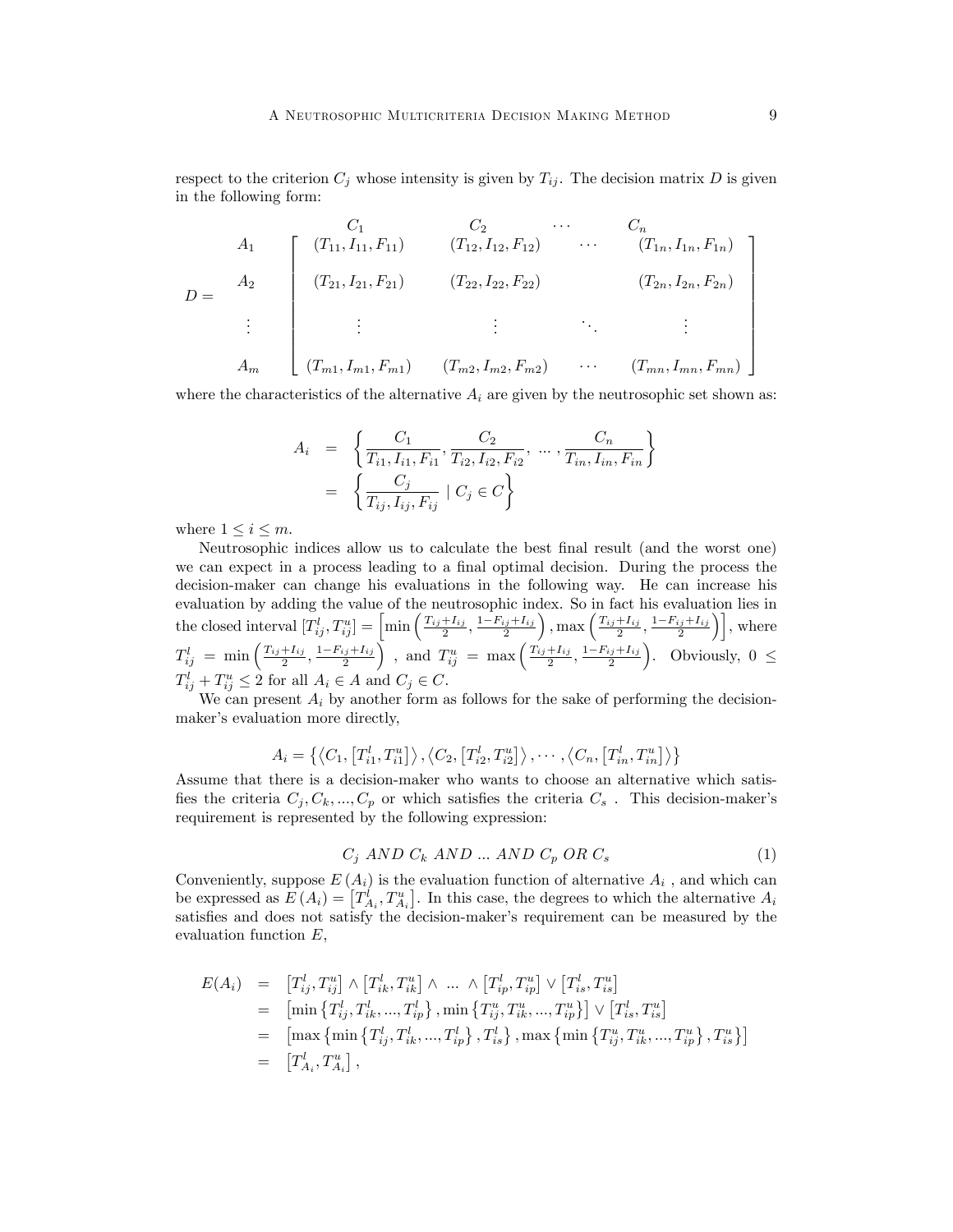respect to the criterion $C_j$ whose intensity is given by $T_{ij}$. The decision matrix $D$ is given in the following form:

$$D = \begin{array}{c} \\ A_1 \\ A_2 \\ \vdots \\ A_m \end{array} \begin{array}{c} \begin{array}{cccc} C_1 & C_2 & \cdots & C_n \end{array} \\ \left[ \begin{array}{cccc} (T_{11}, I_{11}, F_{11}) & (T_{12}, I_{12}, F_{12}) & \cdots & (T_{1n}, I_{1n}, F_{1n}) \\ (T_{21}, I_{21}, F_{21}) & (T_{22}, I_{22}, F_{22}) & & (T_{2n}, I_{2n}, F_{2n}) \\ \vdots & \vdots & \ddots & \vdots \\ (T_{m1}, I_{m1}, F_{m1}) & (T_{m2}, I_{m2}, F_{m2}) & \cdots & (T_{mn}, I_{mn}, F_{mn}) \end{array} \right] \end{array}$$

where the characteristics of the alternative $A_i$ are given by the neutrosophic set shown as:

$$\begin{aligned} A_i &= \left\{ \frac{C_1}{T_{i1}, I_{i1}, F_{i1}}, \frac{C_2}{T_{i2}, I_{i2}, F_{i2}}, \ \dots \ , \frac{C_n}{T_{in}, I_{in}, F_{in}} \right\} \\ &= \left\{ \frac{C_j}{T_{ij}, I_{ij}, F_{ij}} \mid C_j \in C \right\} \end{aligned}$$

where $1 \leq i \leq m$.

Neutrosophic indices allow us to calculate the best final result (and the worst one) we can expect in a process leading to a final optimal decision. During the process the decision-maker can change his evaluations in the following way. He can increase his evaluation by adding the value of the neutrosophic index. So in fact his evaluation lies in the closed interval $[T_{ij}^l, T_{ij}^u] = \left[ \min\left( \frac{T_{ij}+I_{ij}}{2}, \frac{1-F_{ij}+I_{ij}}{2} \right), \max\left( \frac{T_{ij}+I_{ij}}{2}, \frac{1-F_{ij}+I_{ij}}{2} \right) \right]$, where $T_{ij}^l = \min\left( \frac{T_{ij}+I_{ij}}{2}, \frac{1-F_{ij}+I_{ij}}{2} \right)$ , and $T_{ij}^u = \max\left( \frac{T_{ij}+I_{ij}}{2}, \frac{1-F_{ij}+I_{ij}}{2} \right)$. Obviously, $0 \leq T_{ij}^l + T_{ij}^u \leq 2$ for all $A_i \in A$ and $C_j \in C$.

We can present $A_i$ by another form as follows for the sake of performing the decision-maker's evaluation more directly,

$$A_i = \left\{ \left\langle C_1, \left[T_{i1}^l, T_{i1}^u\right] \right\rangle, \left\langle C_2, \left[T_{i2}^l, T_{i2}^u\right] \right\rangle, \cdots, \left\langle C_n, \left[T_{in}^l, T_{in}^u\right] \right\rangle \right\}$$

Assume that there is a decision-maker who wants to choose an alternative which satisfies the criteria $C_j, C_k, ..., C_p$ or which satisfies the criteria $C_s$ . This decision-maker's requirement is represented by the following expression:

$$C_j \ AND \ C_k \ AND \ ... \ AND \ C_p \ OR \ C_s \tag{1}$$

Conveniently, suppose $E(A_i)$ is the evaluation function of alternative $A_i$ , and which can be expressed as $E(A_i) = \left[T_{A_i}^l, T_{A_i}^u\right]$. In this case, the degrees to which the alternative $A_i$ satisfies and does not satisfy the decision-maker's requirement can be measured by the evaluation function $E$,

$$\begin{aligned} E(A_i) &= \left[T_{ij}^l, T_{ij}^u\right] \wedge \left[T_{ik}^l, T_{ik}^u\right] \wedge \ \dots \ \wedge \left[T_{ip}^l, T_{ip}^u\right] \vee \left[T_{is}^l, T_{is}^u\right] \\ &= \left[\min\left\{T_{ij}^l, T_{ik}^l, ..., T_{ip}^l\right\}, \min\left\{T_{ij}^u, T_{ik}^u, ..., T_{ip}^u\right\}\right] \vee \left[T_{is}^l, T_{is}^u\right] \\ &= \left[\max\left\{\min\left\{T_{ij}^l, T_{ik}^l, ..., T_{ip}^l\right\}, T_{is}^l\right\}, \max\left\{\min\left\{T_{ij}^u, T_{ik}^u, ..., T_{ip}^u\right\}, T_{is}^u\right\}\right] \\ &= \left[T_{A_i}^l, T_{A_i}^u\right], \end{aligned}$$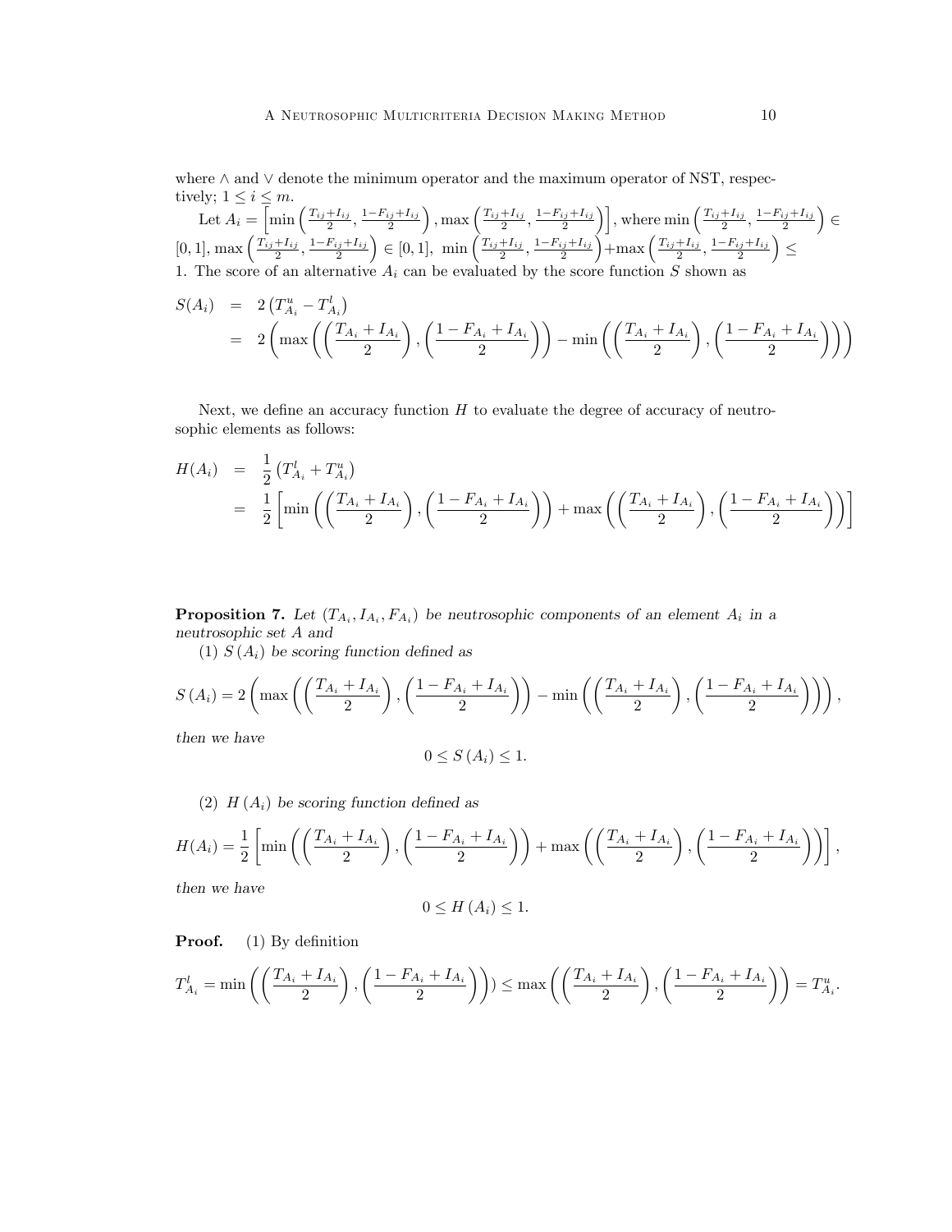where $\wedge$ and $\vee$ denote the minimum operator and the maximum operator of NST, respectively; $1 \leq i \leq m$.

Let $A_i = \left[\min\left(\frac{T_{ij}+I_{ij}}{2}, \frac{1-F_{ij}+I_{ij}}{2}\right), \max\left(\frac{T_{ij}+I_{ij}}{2}, \frac{1-F_{ij}+I_{ij}}{2}\right)\right]$, where $\min\left(\frac{T_{ij}+I_{ij}}{2}, \frac{1-F_{ij}+I_{ij}}{2}\right) \in [0,1]$, $\max\left(\frac{T_{ij}+I_{ij}}{2}, \frac{1-F_{ij}+I_{ij}}{2}\right) \in [0,1]$, $\min\left(\frac{T_{ij}+I_{ij}}{2}, \frac{1-F_{ij}+I_{ij}}{2}\right)+\max\left(\frac{T_{ij}+I_{ij}}{2}, \frac{1-F_{ij}+I_{ij}}{2}\right) \leq 1$. The score of an alternative $A_i$ can be evaluated by the score function $S$ shown as

$$
\begin{aligned}
S(A_i) &= 2\left(T^u_{A_i} - T^l_{A_i}\right) \\
&= 2\left(\max\left(\left(\frac{T_{A_i}+I_{A_i}}{2}\right), \left(\frac{1-F_{A_i}+I_{A_i}}{2}\right)\right) - \min\left(\left(\frac{T_{A_i}+I_{A_i}}{2}\right), \left(\frac{1-F_{A_i}+I_{A_i}}{2}\right)\right)\right)
\end{aligned}
$$

Next, we define an accuracy function $H$ to evaluate the degree of accuracy of neutrosophic elements as follows:

$$
\begin{aligned}
H(A_i) &= \frac{1}{2}\left(T^l_{A_i} + T^u_{A_i}\right) \\
&= \frac{1}{2}\left[\min\left(\left(\frac{T_{A_i}+I_{A_i}}{2}\right), \left(\frac{1-F_{A_i}+I_{A_i}}{2}\right)\right) + \max\left(\left(\frac{T_{A_i}+I_{A_i}}{2}\right), \left(\frac{1-F_{A_i}+I_{A_i}}{2}\right)\right)\right]
\end{aligned}
$$

**Proposition 7.** *Let $(T_{A_i}, I_{A_i}, F_{A_i})$ be neutrosophic components of an element $A_i$ in a neutrosophic set $A$ and*

*(1) $S(A_i)$ be scoring function defined as*

$$
S(A_i) = 2\left(\max\left(\left(\frac{T_{A_i}+I_{A_i}}{2}\right), \left(\frac{1-F_{A_i}+I_{A_i}}{2}\right)\right) - \min\left(\left(\frac{T_{A_i}+I_{A_i}}{2}\right), \left(\frac{1-F_{A_i}+I_{A_i}}{2}\right)\right)\right),
$$

*then we have*

$$
0 \leq S(A_i) \leq 1.
$$

*(2) $H(A_i)$ be scoring function defined as*

$$
H(A_i) = \frac{1}{2}\left[\min\left(\left(\frac{T_{A_i}+I_{A_i}}{2}\right), \left(\frac{1-F_{A_i}+I_{A_i}}{2}\right)\right) + \max\left(\left(\frac{T_{A_i}+I_{A_i}}{2}\right), \left(\frac{1-F_{A_i}+I_{A_i}}{2}\right)\right)\right],
$$

*then we have*

$$
0 \leq H(A_i) \leq 1.
$$

**Proof.** (1) By definition

$$
T^l_{A_i} = \min\left(\left(\frac{T_{A_i}+I_{A_i}}{2}\right), \left(\frac{1-F_{A_i}+I_{A_i}}{2}\right)\right)) \leq \max\left(\left(\frac{T_{A_i}+I_{A_i}}{2}\right), \left(\frac{1-F_{A_i}+I_{A_i}}{2}\right)\right) = T^u_{A_i}.
$$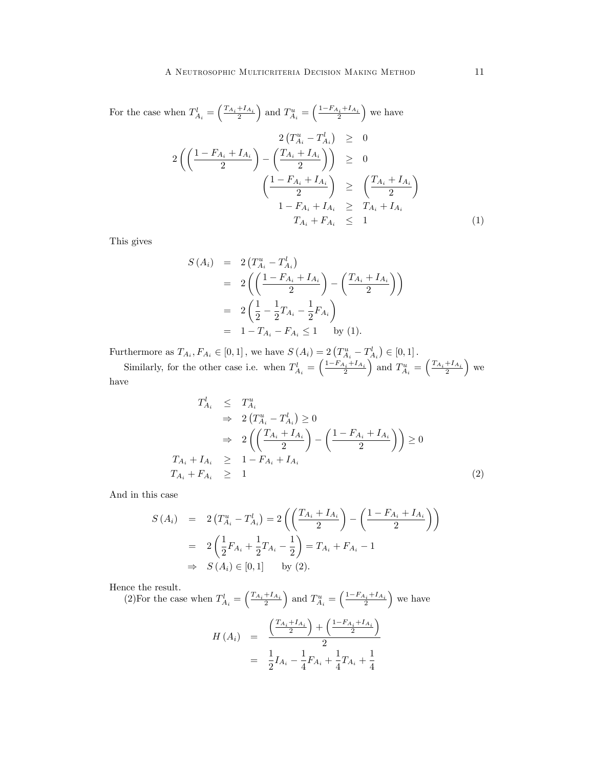For the case when $T^l_{A_i} = \left(\frac{T_{A_i}+I_{A_i}}{2}\right)$ and $T^u_{A_i} = \left(\frac{1-F_{A_i}+I_{A_i}}{2}\right)$ we have

$$
\begin{aligned}
2\left(T^u_{A_i} - T^l_{A_i}\right) &\geq 0 \\
2\left(\left(\frac{1-F_{A_i}+I_{A_i}}{2}\right) - \left(\frac{T_{A_i}+I_{A_i}}{2}\right)\right) &\geq 0 \\
\left(\frac{1-F_{A_i}+I_{A_i}}{2}\right) &\geq \left(\frac{T_{A_i}+I_{A_i}}{2}\right) \\
1-F_{A_i}+I_{A_i} &\geq T_{A_i}+I_{A_i} \\
T_{A_i}+F_{A_i} &\leq 1 \qquad (1)
\end{aligned}
$$

This gives

$$
\begin{aligned}
S\left(A_i\right) &= 2\left(T^u_{A_i} - T^l_{A_i}\right) \\
&= 2\left(\left(\frac{1-F_{A_i}+I_{A_i}}{2}\right) - \left(\frac{T_{A_i}+I_{A_i}}{2}\right)\right) \\
&= 2\left(\frac{1}{2} - \frac{1}{2}T_{A_i} - \frac{1}{2}F_{A_i}\right) \\
&= 1 - T_{A_i} - F_{A_i} \leq 1 \qquad \text{by (1).}
\end{aligned}
$$

Furthermore as $T_{A_i}, F_{A_i} \in [0,1]$, we have $S\left(A_i\right) = 2\left(T^u_{A_i} - T^l_{A_i}\right) \in [0,1]$.

Similarly, for the other case i.e. when $T^l_{A_i} = \left(\frac{1-F_{A_i}+I_{A_i}}{2}\right)$ and $T^u_{A_i} = \left(\frac{T_{A_i}+I_{A_i}}{2}\right)$ we have

$$
\begin{aligned}
T^l_{A_i} &\leq T^u_{A_i} \\
&\Rightarrow 2\left(T^u_{A_i} - T^l_{A_i}\right) \geq 0 \\
&\Rightarrow 2\left(\left(\frac{T_{A_i}+I_{A_i}}{2}\right) - \left(\frac{1-F_{A_i}+I_{A_i}}{2}\right)\right) \geq 0 \\
T_{A_i}+I_{A_i} &\geq 1-F_{A_i}+I_{A_i} \\
T_{A_i}+F_{A_i} &\geq 1 \qquad (2)
\end{aligned}
$$

And in this case

$$
\begin{aligned}
S\left(A_i\right) &= 2\left(T^u_{A_i} - T^l_{A_i}\right) = 2\left(\left(\frac{T_{A_i}+I_{A_i}}{2}\right) - \left(\frac{1-F_{A_i}+I_{A_i}}{2}\right)\right) \\
&= 2\left(\frac{1}{2}F_{A_i} + \frac{1}{2}T_{A_i} - \frac{1}{2}\right) = T_{A_i} + F_{A_i} - 1 \\
&\Rightarrow S\left(A_i\right) \in [0,1] \qquad \text{by (2).}
\end{aligned}
$$

Hence the result.

(2)For the case when $T^l_{A_i} = \left(\frac{T_{A_i}+I_{A_i}}{2}\right)$ and $T^u_{A_i} = \left(\frac{1-F_{A_i}+I_{A_i}}{2}\right)$ we have

$$
\begin{aligned}
H\left(A_i\right) &= \frac{\left(\frac{T_{A_i}+I_{A_i}}{2}\right) + \left(\frac{1-F_{A_i}+I_{A_i}}{2}\right)}{2} \\
&= \frac{1}{2}I_{A_i} - \frac{1}{4}F_{A_i} + \frac{1}{4}T_{A_i} + \frac{1}{4}
\end{aligned}
$$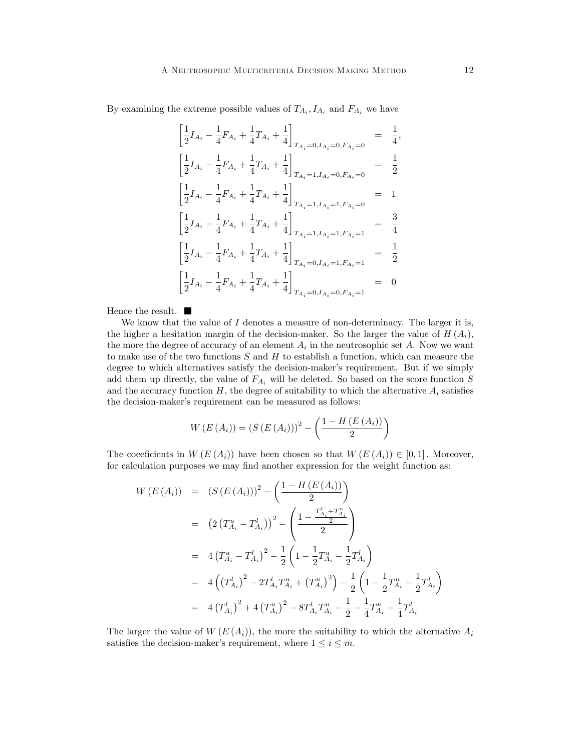By examining the extreme possible values of $T_{A_i}, I_{A_i}$ and $F_{A_i}$ we have

$$
\begin{aligned}
\left[\frac{1}{2}I_{A_i} - \frac{1}{4}F_{A_i} + \frac{1}{4}T_{A_i} + \frac{1}{4}\right]_{T_{A_i}=0, I_{A_i}=0, F_{A_i}=0} &= \frac{1}{4}, \\
\left[\frac{1}{2}I_{A_i} - \frac{1}{4}F_{A_i} + \frac{1}{4}T_{A_i} + \frac{1}{4}\right]_{T_{A_i}=1, I_{A_i}=0, F_{A_i}=0} &= \frac{1}{2} \\
\left[\frac{1}{2}I_{A_i} - \frac{1}{4}F_{A_i} + \frac{1}{4}T_{A_i} + \frac{1}{4}\right]_{T_{A_i}=1, I_{A_i}=1, F_{A_i}=0} &= 1 \\
\left[\frac{1}{2}I_{A_i} - \frac{1}{4}F_{A_i} + \frac{1}{4}T_{A_i} + \frac{1}{4}\right]_{T_{A_i}=1, I_{A_i}=1, F_{A_i}=1} &= \frac{3}{4} \\
\left[\frac{1}{2}I_{A_i} - \frac{1}{4}F_{A_i} + \frac{1}{4}T_{A_i} + \frac{1}{4}\right]_{T_{A_i}=0, I_{A_i}=1, F_{A_i}=1} &= \frac{1}{2} \\
\left[\frac{1}{2}I_{A_i} - \frac{1}{4}F_{A_i} + \frac{1}{4}T_{A_i} + \frac{1}{4}\right]_{T_{A_i}=0, I_{A_i}=0, F_{A_i}=1} &= 0
\end{aligned}
$$

Hence the result. ■

We know that the value of $I$ denotes a measure of non-determinacy. The larger it is, the higher a hesitation margin of the decision-maker. So the larger the value of $H(A_i)$, the more the degree of accuracy of an element $A_i$ in the neutrosophic set $A$. Now we want to make use of the two functions $S$ and $H$ to establish a function, which can measure the degree to which alternatives satisfy the decision-maker's requirement. But if we simply add them up directly, the value of $F_{A_i}$ will be deleted. So based on the score function $S$ and the accuracy function $H$, the degree of suitability to which the alternative $A_i$ satisfies the decision-maker's requirement can be measured as follows:

$$
W(E(A_i)) = (S(E(A_i)))^2 - \left(\frac{1 - H(E(A_i))}{2}\right)
$$

The coeeficients in $W(E(A_i))$ have been chosen so that $W(E(A_i)) \in [0,1]$. Moreover, for calculation purposes we may find another expression for the weight function as:

$$
\begin{aligned}
W(E(A_i)) &= (S(E(A_i)))^2 - \left(\frac{1 - H(E(A_i))}{2}\right) \\
&= \left(2\left(T^u_{A_i} - T^l_{A_i}\right)\right)^2 - \left(\frac{1 - \frac{T^l_{A_i} + T^u_{A_i}}{2}}{2}\right) \\
&= 4\left(T^u_{A_i} - T^l_{A_i}\right)^2 - \frac{1}{2}\left(1 - \frac{1}{2}T^u_{A_i} - \frac{1}{2}T^l_{A_i}\right) \\
&= 4\left(\left(T^l_{A_i}\right)^2 - 2T^l_{A_i}T^u_{A_i} + \left(T^u_{A_i}\right)^2\right) - \frac{1}{2}\left(1 - \frac{1}{2}T^u_{A_i} - \frac{1}{2}T^l_{A_i}\right) \\
&= 4\left(T^l_{A_i}\right)^2 + 4\left(T^u_{A_i}\right)^2 - 8T^l_{A_i}T^u_{A_i} - \frac{1}{2} - \frac{1}{4}T^u_{A_i} - \frac{1}{4}T^l_{A_i}
\end{aligned}
$$

The larger the value of $W(E(A_i))$, the more the suitability to which the alternative $A_i$ satisfies the decision-maker's requirement, where $1 \leq i \leq m$.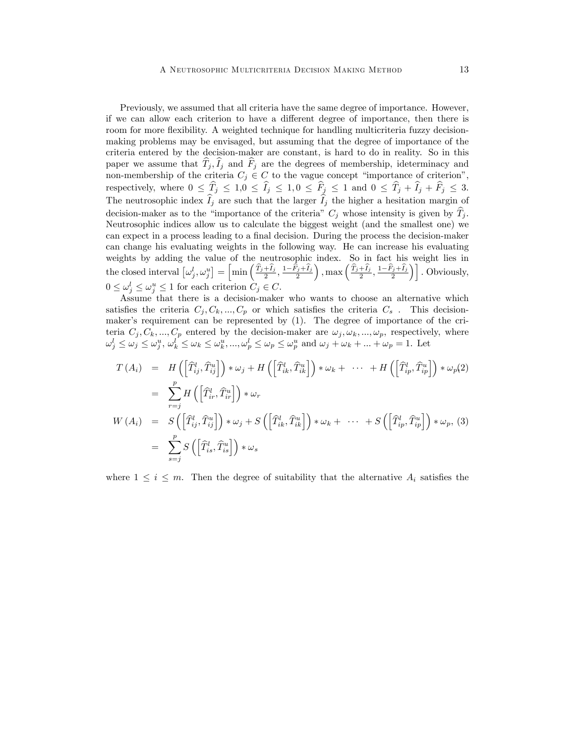Previously, we assumed that all criteria have the same degree of importance. However, if we can allow each criterion to have a different degree of importance, then there is room for more flexibility. A weighted technique for handling multicriteria fuzzy decision-making problems may be envisaged, but assuming that the degree of importance of the criteria entered by the decision-maker are constant, is hard to do in reality. So in this paper we assume that $\widehat{T}_j, \widehat{I}_j$ and $\widehat{F}_j$ are the degrees of membership, ideterminacy and non-membership of the criteria $C_j \in C$ to the vague concept "importance of criterion", respectively, where $0 \leq \widehat{T}_j \leq 1, 0 \leq \widehat{I}_j \leq 1, 0 \leq \widehat{F}_j \leq 1$ and $0 \leq \widehat{T}_j + \widehat{I}_j + \widehat{F}_j \leq 3$. The neutrosophic index $\widehat{I}_j$ are such that the larger $\widehat{I}_j$ the higher a hesitation margin of decision-maker as to the "importance of the criteria" $C_j$ whose intensity is given by $\widehat{T}_j$. Neutrosophic indices allow us to calculate the biggest weight (and the smallest one) we can expect in a process leading to a final decision. During the process the decision-maker can change his evaluating weights in the following way. He can increase his evaluating weights by adding the value of the neutrosophic index. So in fact his weight lies in the closed interval $\left[\omega_j^l, \omega_j^u\right] = \left[\min\left(\frac{\widehat{T}_j+\widehat{I}_j}{2}, \frac{1-\widehat{F}_j+\widehat{I}_j}{2}\right), \max\left(\frac{\widehat{T}_j+\widehat{I}_j}{2}, \frac{1-\widehat{F}_j+\widehat{I}_j}{2}\right)\right]$. Obviously, $0 \leq \omega_j^l \leq \omega_j^u \leq 1$ for each criterion $C_j \in C$.

Assume that there is a decision-maker who wants to choose an alternative which satisfies the criteria $C_j, C_k, ..., C_p$ or which satisfies the criteria $C_s$ . This decision-maker's requirement can be represented by (1). The degree of importance of the criteria $C_j, C_k, ..., C_p$ entered by the decision-maker are $\omega_j, \omega_k, ..., \omega_p$, respectively, where $\omega_j^l \leq \omega_j \leq \omega_j^u$, $\omega_k^l \leq \omega_k \leq \omega_k^u, ..., \omega_p^l \leq \omega_p \leq \omega_p^u$ and $\omega_j + \omega_k + ... + \omega_p = 1$. Let

$$
\begin{aligned}
T(A_i) &= H\left(\left[\widehat{T}_{ij}^l, \widehat{T}_{ij}^u\right]\right) * \omega_j + H\left(\left[\widehat{T}_{ik}^l, \widehat{T}_{ik}^u\right]\right) * \omega_k + \cdots + H\left(\left[\widehat{T}_{ip}^l, \widehat{T}_{ip}^u\right]\right) * \omega_p \qquad (2) \\
&= \sum_{r=j}^{p} H\left(\left[\widehat{T}_{ir}^l, \widehat{T}_{ir}^u\right]\right) * \omega_r \\
W(A_i) &= S\left(\left[\widehat{T}_{ij}^l, \widehat{T}_{ij}^u\right]\right) * \omega_j + S\left(\left[\widehat{T}_{ik}^l, \widehat{T}_{ik}^u\right]\right) * \omega_k + \cdots + S\left(\left[\widehat{T}_{ip}^l, \widehat{T}_{ip}^u\right]\right) * \omega_p, \qquad (3) \\
&= \sum_{s=j}^{p} S\left(\left[\widehat{T}_{is}^l, \widehat{T}_{is}^u\right]\right) * \omega_s
\end{aligned}
$$

where $1 \leq i \leq m$. Then the degree of suitability that the alternative $A_i$ satisfies the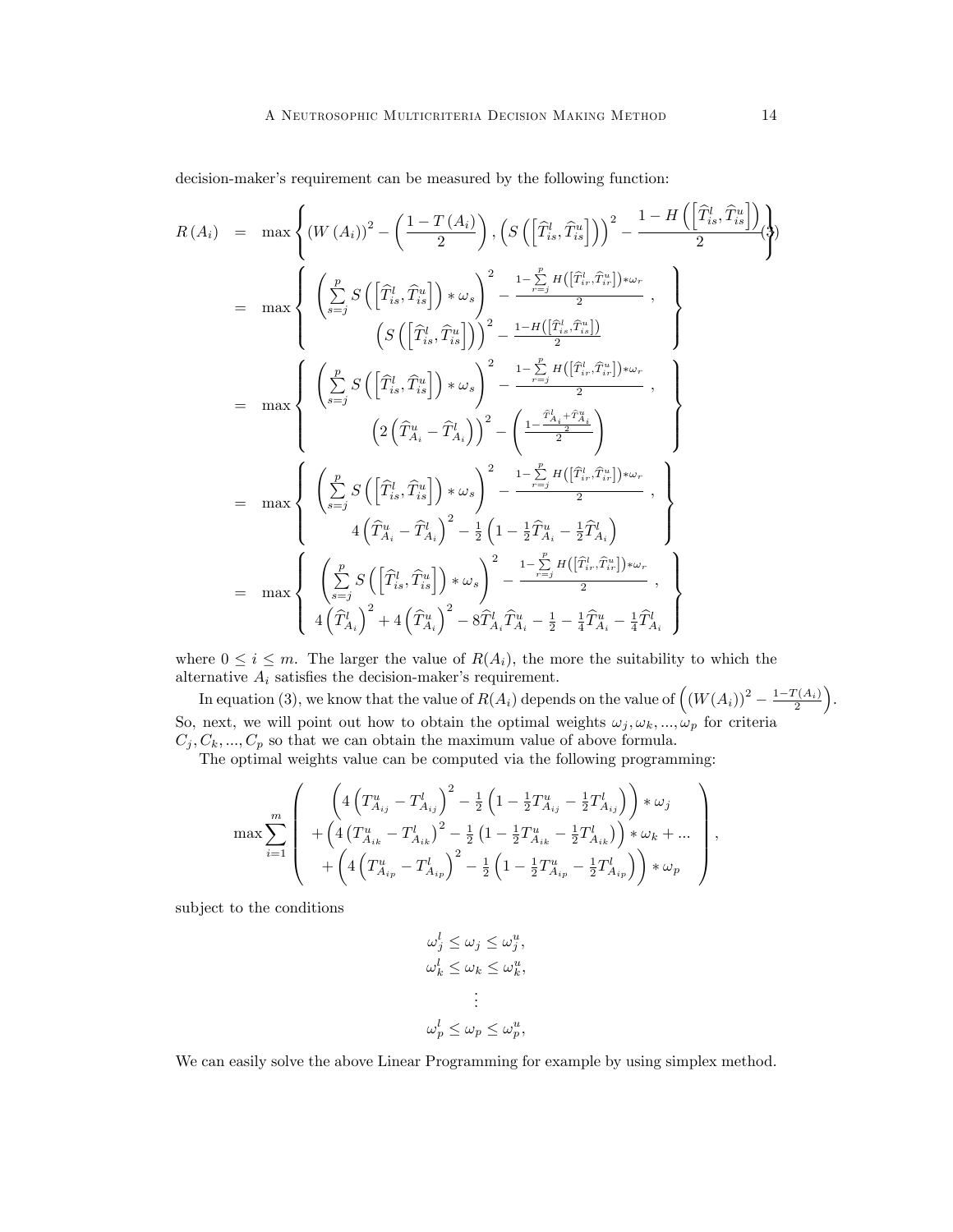decision-maker's requirement can be measured by the following function:

$$
\begin{aligned}
R(A_i) &= \max\left\{ (W(A_i))^2 - \left(\frac{1-T(A_i)}{2}\right), \left(S\left(\left[\widehat{T}_{is}^l, \widehat{T}_{is}^u\right]\right)\right)^2 - \frac{1-H\left(\left[\widehat{T}_{is}^l, \widehat{T}_{is}^u\right]\right)}{2} \right\} \quad (3) \\
&= \max\left\{ \begin{array}{c} \left(\sum_{s=j}^{p} S\left(\left[\widehat{T}_{is}^l, \widehat{T}_{is}^u\right]\right) * \omega_s\right)^2 - \frac{1-\sum_{r=j}^{p} H\left(\left[\widehat{T}_{ir}^l, \widehat{T}_{ir}^u\right]\right) * \omega_r}{2}, \\ \left(S\left(\left[\widehat{T}_{is}^l, \widehat{T}_{is}^u\right]\right)\right)^2 - \frac{1-H\left(\left[\widehat{T}_{is}^l, \widehat{T}_{is}^u\right]\right)}{2} \end{array} \right\} \\
&= \max\left\{ \begin{array}{c} \left(\sum_{s=j}^{p} S\left(\left[\widehat{T}_{is}^l, \widehat{T}_{is}^u\right]\right) * \omega_s\right)^2 - \frac{1-\sum_{r=j}^{p} H\left(\left[\widehat{T}_{ir}^l, \widehat{T}_{ir}^u\right]\right) * \omega_r}{2}, \\ \left(2\left(\widehat{T}_{A_i}^u - \widehat{T}_{A_i}^l\right)\right)^2 - \left(\frac{1-\frac{\widehat{T}_{A_i}^l + \widehat{T}_{A_i}^u}{2}}{2}\right) \end{array} \right\} \\
&= \max\left\{ \begin{array}{c} \left(\sum_{s=j}^{p} S\left(\left[\widehat{T}_{is}^l, \widehat{T}_{is}^u\right]\right) * \omega_s\right)^2 - \frac{1-\sum_{r=j}^{p} H\left(\left[\widehat{T}_{ir}^l, \widehat{T}_{ir}^u\right]\right) * \omega_r}{2}, \\ 4\left(\widehat{T}_{A_i}^u - \widehat{T}_{A_i}^l\right)^2 - \frac{1}{2}\left(1 - \frac{1}{2}\widehat{T}_{A_i}^u - \frac{1}{2}\widehat{T}_{A_i}^l\right) \end{array} \right\} \\
&= \max\left\{ \begin{array}{c} \left(\sum_{s=j}^{p} S\left(\left[\widehat{T}_{is}^l, \widehat{T}_{is}^u\right]\right) * \omega_s\right)^2 - \frac{1-\sum_{r=j}^{p} H\left(\left[\widehat{T}_{ir}^l, \widehat{T}_{ir}^u\right]\right) * \omega_r}{2}, \\ 4\left(\widehat{T}_{A_i}^l\right)^2 + 4\left(\widehat{T}_{A_i}^u\right)^2 - 8\widehat{T}_{A_i}^l \widehat{T}_{A_i}^u - \frac{1}{2} - \frac{1}{4}\widehat{T}_{A_i}^u - \frac{1}{4}\widehat{T}_{A_i}^l \end{array} \right\}
\end{aligned}
$$

where $0 \leq i \leq m$. The larger the value of $R(A_i)$, the more the suitability to which the alternative $A_i$ satisfies the decision-maker's requirement.

In equation (3), we know that the value of $R(A_i)$ depends on the value of $\left((W(A_i))^2 - \frac{1-T(A_i)}{2}\right)$. So, next, we will point out how to obtain the optimal weights $\omega_j, \omega_k, ..., \omega_p$ for criteria $C_j, C_k, ..., C_p$ so that we can obtain the maximum value of above formula.

The optimal weights value can be computed via the following programming:

$$
\max \sum_{i=1}^{m} \left( \begin{array}{c} \left(4\left(T_{A_{ij}}^u - T_{A_{ij}}^l\right)^2 - \frac{1}{2}\left(1 - \frac{1}{2}T_{A_{ij}}^u - \frac{1}{2}T_{A_{ij}}^l\right)\right) * \omega_j \\ + \left(4\left(T_{A_{ik}}^u - T_{A_{ik}}^l\right)^2 - \frac{1}{2}\left(1 - \frac{1}{2}T_{A_{ik}}^u - \frac{1}{2}T_{A_{ik}}^l\right)\right) * \omega_k + ... \\ + \left(4\left(T_{A_{ip}}^u - T_{A_{ip}}^l\right)^2 - \frac{1}{2}\left(1 - \frac{1}{2}T_{A_{ip}}^u - \frac{1}{2}T_{A_{ip}}^l\right)\right) * \omega_p \end{array} \right),
$$

subject to the conditions

$$
\begin{gathered}
\omega_j^l \leq \omega_j \leq \omega_j^u, \\
\omega_k^l \leq \omega_k \leq \omega_k^u, \\
\vdots \\
\omega_p^l \leq \omega_p \leq \omega_p^u,
\end{gathered}
$$

We can easily solve the above Linear Programming for example by using simplex method.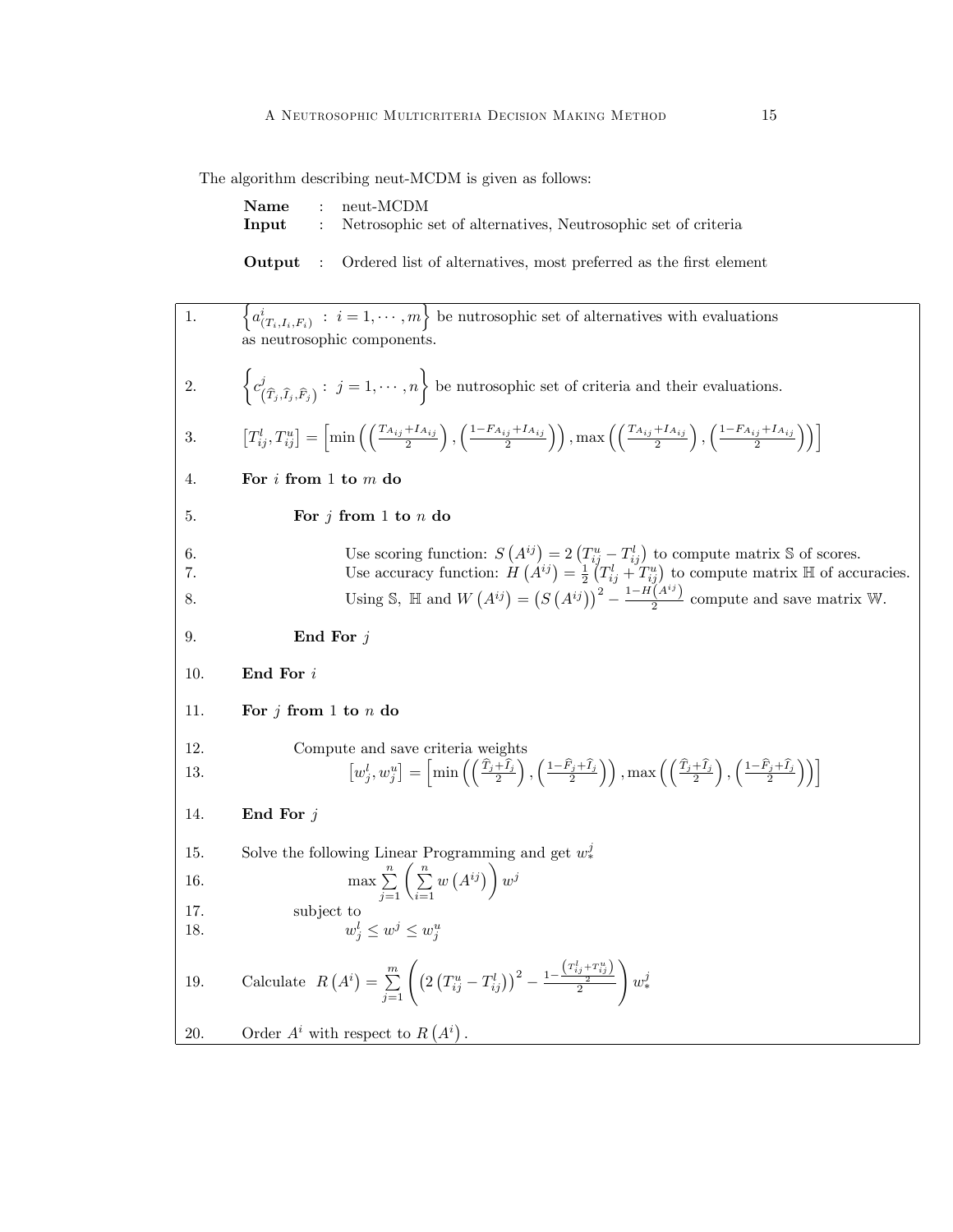The algorithm describing neut-MCDM is given as follows:

**Name** : neut-MCDM
**Input** : Netrosophic set of alternatives, Neutrosophic set of criteria

**Output** : Ordered list of alternatives, most preferred as the first element

| | |
|---|---|
| 1. | $\left\{a^i_{(T_i,I_i,F_i)} \,:\, i=1,\cdots,m\right\}$ be nutrosophic set of alternatives with evaluations as neutrosophic components. |
| 2. | $\left\{c^j_{(\widehat{T}_j,\widehat{I}_j,\widehat{F}_j)} \,:\, j=1,\cdots,n\right\}$ be nutrosophic set of criteria and their evaluations. |
| 3. | $\left[T^l_{ij},T^u_{ij}\right]=\left[\min\left(\left(\frac{T_{A_{ij}}+I_{A_{ij}}}{2}\right),\left(\frac{1-F_{A_{ij}}+I_{A_{ij}}}{2}\right)\right),\max\left(\left(\frac{T_{A_{ij}}+I_{A_{ij}}}{2}\right),\left(\frac{1-F_{A_{ij}}+I_{A_{ij}}}{2}\right)\right)\right]$ |
| 4. | **For** $i$ **from** 1 **to** $m$ **do** |
| 5. | **For** $j$ **from** 1 **to** $n$ **do** |
| 6. | Use scoring function: $S\left(A^{ij}\right)=2\left(T^u_{ij}-T^l_{ij}\right)$ to compute matrix $\mathbb{S}$ of scores. |
| 7. | Use accuracy function: $H\left(A^{ij}\right)=\frac{1}{2}\left(T^l_{ij}+T^u_{ij}\right)$ to compute matrix $\mathbb{H}$ of accuracies. |
| 8. | Using $\mathbb{S}$, $\mathbb{H}$ and $W\left(A^{ij}\right)=\left(S\left(A^{ij}\right)\right)^2-\frac{1-H\left(A^{ij}\right)}{2}$ compute and save matrix $\mathbb{W}$. |
| 9. | **End For** $j$ |
| 10. | **End For** $i$ |
| 11. | **For** $j$ **from** 1 **to** $n$ **do** |
| 12. | Compute and save criteria weights |
| 13. | $\left[w^l_j,w^u_j\right]=\left[\min\left(\left(\frac{\widehat{T}_j+\widehat{I}_j}{2}\right),\left(\frac{1-\widehat{F}_j+\widehat{I}_j}{2}\right)\right),\max\left(\left(\frac{\widehat{T}_j+\widehat{I}_j}{2}\right),\left(\frac{1-\widehat{F}_j+\widehat{I}_j}{2}\right)\right)\right]$ |
| 14. | **End For** $j$ |
| 15. | Solve the following Linear Programming and get $w^j_*$ |
| 16. | $\max\sum\limits_{j=1}^{n}\left(\sum\limits_{i=1}^{n}w\left(A^{ij}\right)\right)w^j$ |
| 17. | subject to |
| 18. | $w^l_j\le w^j\le w^u_j$ |
| 19. | Calculate $R\left(A^i\right)=\sum\limits_{j=1}^{m}\left(\left(2\left(T^u_{ij}-T^l_{ij}\right)\right)^2-\frac{1-\frac{\left(T^l_{ij}+T^u_{ij}\right)}{2}}{2}\right)w^j_*$ |
| 20. | Order $A^i$ with respect to $R\left(A^i\right)$. |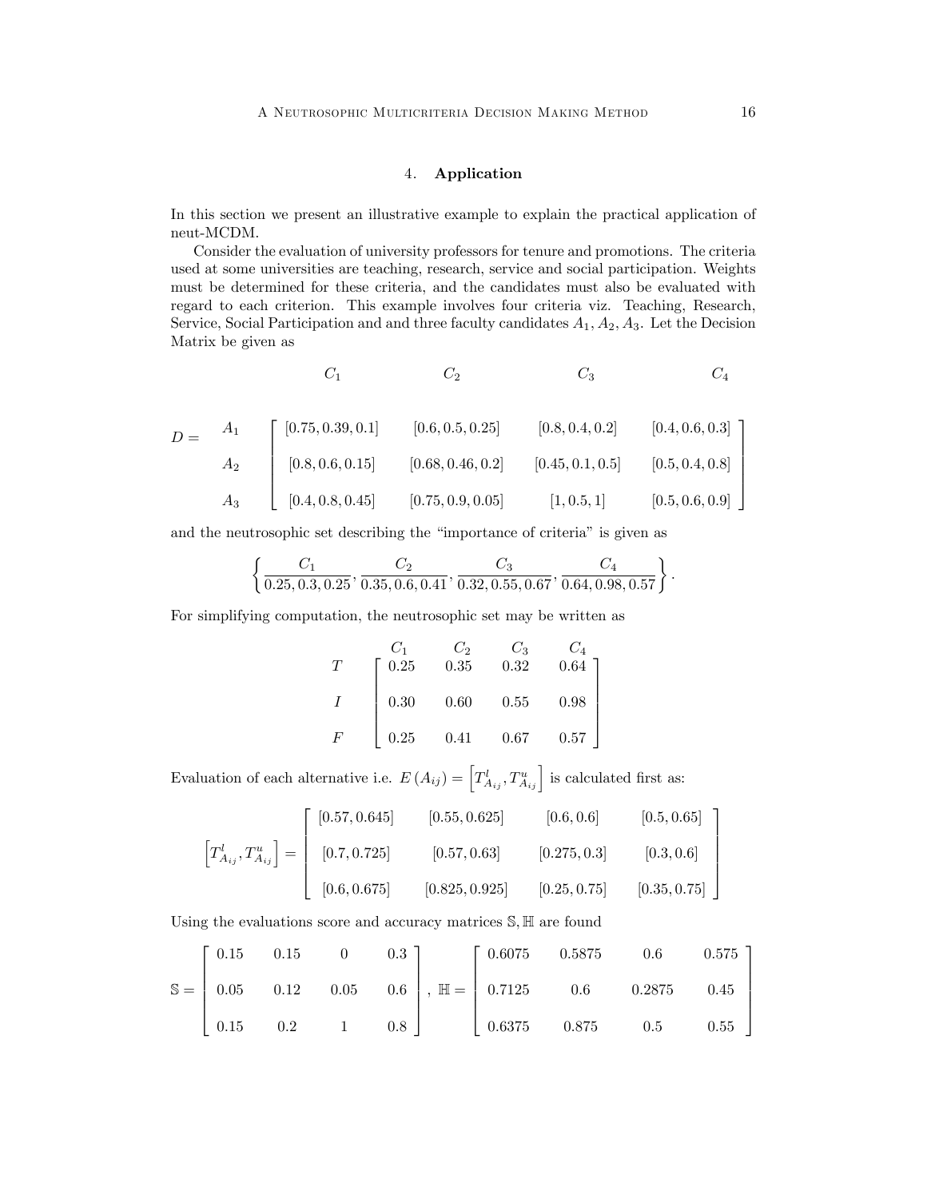## 4. **Application**

In this section we present an illustrative example to explain the practical application of neut-MCDM.

Consider the evaluation of university professors for tenure and promotions. The criteria used at some universities are teaching, research, service and social participation. Weights must be determined for these criteria, and the candidates must also be evaluated with regard to each criterion. This example involves four criteria viz. Teaching, Research, Service, Social Participation and and three faculty candidates $A_1, A_2, A_3$. Let the Decision Matrix be given as

$$
D = \begin{array}{c} \\ A_1 \\ A_2 \\ A_3 \end{array}
\begin{array}{cccc} C_1 & C_2 & C_3 & C_4 \end{array}
\left[ \begin{array}{cccc}
[0.75, 0.39, 0.1] & [0.6, 0.5, 0.25] & [0.8, 0.4, 0.2] & [0.4, 0.6, 0.3] \\
[0.8, 0.6, 0.15] & [0.68, 0.46, 0.2] & [0.45, 0.1, 0.5] & [0.5, 0.4, 0.8] \\
[0.4, 0.8, 0.45] & [0.75, 0.9, 0.05] & [1, 0.5, 1] & [0.5, 0.6, 0.9]
\end{array} \right]
$$

and the neutrosophic set describing the "importance of criteria" is given as

$$
\left\{ \frac{C_1}{0.25, 0.3, 0.25}, \frac{C_2}{0.35, 0.6, 0.41}, \frac{C_3}{0.32, 0.55, 0.67}, \frac{C_4}{0.64, 0.98, 0.57} \right\}.
$$

For simplifying computation, the neutrosophic set may be written as

$$
\begin{array}{c} \\ T \\ I \\ F \end{array}
\begin{array}{c}
\begin{array}{cccc} C_1 & C_2 & C_3 & C_4 \end{array} \\
\left[ \begin{array}{cccc}
0.25 & 0.35 & 0.32 & 0.64 \\
0.30 & 0.60 & 0.55 & 0.98 \\
0.25 & 0.41 & 0.67 & 0.57
\end{array} \right]
\end{array}
$$

Evaluation of each alternative i.e. $E(A_{ij}) = \left[ T^l_{A_{ij}}, T^u_{A_{ij}} \right]$ is calculated first as:

$$
\left[ T^l_{A_{ij}}, T^u_{A_{ij}} \right] = \left[ \begin{array}{cccc}
[0.57, 0.645] & [0.55, 0.625] & [0.6, 0.6] & [0.5, 0.65] \\
[0.7, 0.725] & [0.57, 0.63] & [0.275, 0.3] & [0.3, 0.6] \\
[0.6, 0.675] & [0.825, 0.925] & [0.25, 0.75] & [0.35, 0.75]
\end{array} \right]
$$

Using the evaluations score and accuracy matrices $\mathbb{S}, \mathbb{H}$ are found

$$
\mathbb{S} = \left[ \begin{array}{cccc}
0.15 & 0.15 & 0 & 0.3 \\
0.05 & 0.12 & 0.05 & 0.6 \\
0.15 & 0.2 & 1 & 0.8
\end{array} \right], \;
\mathbb{H} = \left[ \begin{array}{cccc}
0.6075 & 0.5875 & 0.6 & 0.575 \\
0.7125 & 0.6 & 0.2875 & 0.45 \\
0.6375 & 0.875 & 0.5 & 0.55
\end{array} \right]
$$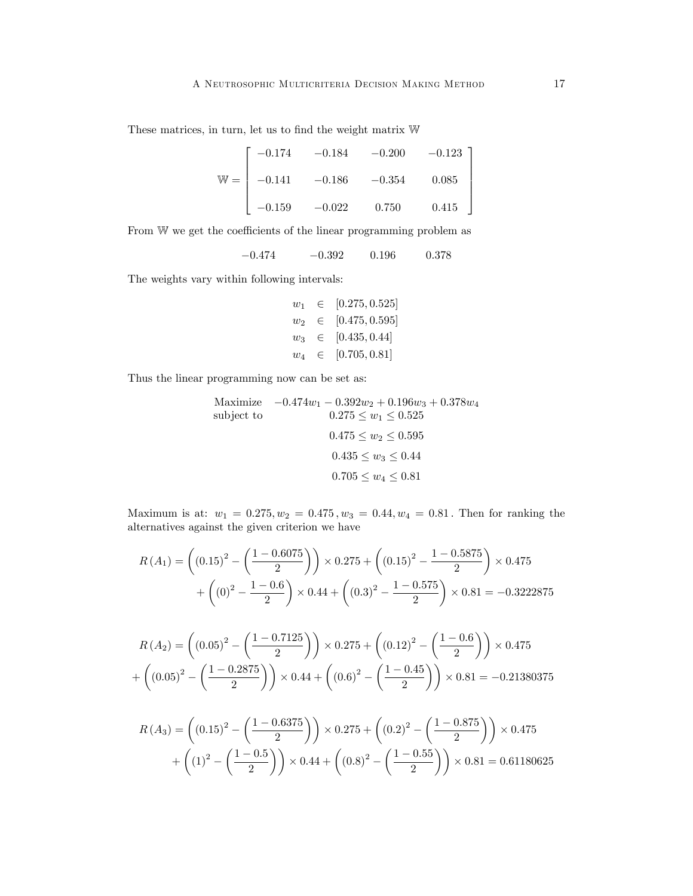These matrices, in turn, let us to find the weight matrix $\mathbb{W}$

$$
\mathbb{W} = \begin{bmatrix} -0.174 & -0.184 & -0.200 & -0.123 \\ -0.141 & -0.186 & -0.354 & 0.085 \\ -0.159 & -0.022 & 0.750 & 0.415 \end{bmatrix}
$$

From $\mathbb{W}$ we get the coefficients of the linear programming problem as

$$
-0.474 \qquad -0.392 \qquad 0.196 \qquad 0.378
$$

The weights vary within following intervals:

$$
\begin{aligned}
w_1 &\in [0.275, 0.525] \\
w_2 &\in [0.475, 0.595] \\
w_3 &\in [0.435, 0.44] \\
w_4 &\in [0.705, 0.81]
\end{aligned}
$$

Thus the linear programming now can be set as:

$$
\begin{aligned}
\text{Maximize} \quad & -0.474w_1 - 0.392w_2 + 0.196w_3 + 0.378w_4 \\
\text{subject to} \quad & 0.275 \leq w_1 \leq 0.525 \\
& 0.475 \leq w_2 \leq 0.595 \\
& 0.435 \leq w_3 \leq 0.44 \\
& 0.705 \leq w_4 \leq 0.81
\end{aligned}
$$

Maximum is at: $w_1 = 0.275, w_2 = 0.475, w_3 = 0.44, w_4 = 0.81$. Then for ranking the alternatives against the given criterion we have

$$
\begin{aligned}
R(A_1) = &\left((0.15)^2 - \left(\frac{1-0.6075}{2}\right)\right) \times 0.275 + \left((0.15)^2 - \frac{1-0.5875}{2}\right) \times 0.475 \\
&+ \left((0)^2 - \frac{1-0.6}{2}\right) \times 0.44 + \left((0.3)^2 - \frac{1-0.575}{2}\right) \times 0.81 = -0.3222875
\end{aligned}
$$

$$
\begin{aligned}
R(A_2) = &\left((0.05)^2 - \left(\frac{1-0.7125}{2}\right)\right) \times 0.275 + \left((0.12)^2 - \left(\frac{1-0.6}{2}\right)\right) \times 0.475 \\
&+ \left((0.05)^2 - \left(\frac{1-0.2875}{2}\right)\right) \times 0.44 + \left((0.6)^2 - \left(\frac{1-0.45}{2}\right)\right) \times 0.81 = -0.21380375
\end{aligned}
$$

$$
\begin{aligned}
R(A_3) = &\left((0.15)^2 - \left(\frac{1-0.6375}{2}\right)\right) \times 0.275 + \left((0.2)^2 - \left(\frac{1-0.875}{2}\right)\right) \times 0.475 \\
&+ \left((1)^2 - \left(\frac{1-0.5}{2}\right)\right) \times 0.44 + \left((0.8)^2 - \left(\frac{1-0.55}{2}\right)\right) \times 0.81 = 0.61180625
\end{aligned}
$$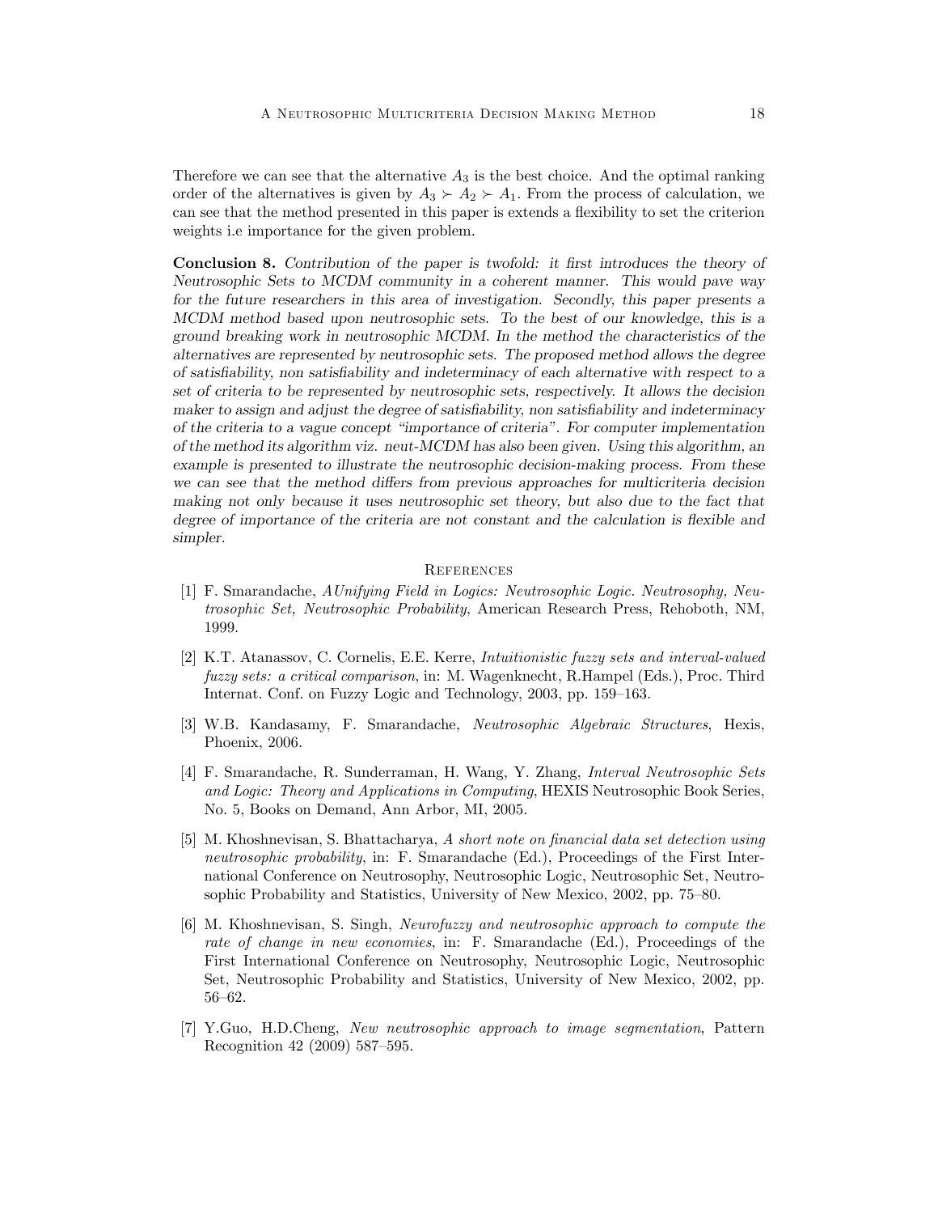Therefore we can see that the alternative $A_3$ is the best choice. And the optimal ranking order of the alternatives is given by $A_3 \succ A_2 \succ A_1$. From the process of calculation, we can see that the method presented in this paper is extends a flexibility to set the criterion weights i.e importance for the given problem.

**Conclusion 8.** *Contribution of the paper is twofold: it first introduces the theory of Neutrosophic Sets to MCDM community in a coherent manner. This would pave way for the future researchers in this area of investigation. Secondly, this paper presents a MCDM method based upon neutrosophic sets. To the best of our knowledge, this is a ground breaking work in neutrosophic MCDM. In the method the characteristics of the alternatives are represented by neutrosophic sets. The proposed method allows the degree of satisfiability, non satisfiability and indeterminacy of each alternative with respect to a set of criteria to be represented by neutrosophic sets, respectively. It allows the decision maker to assign and adjust the degree of satisfiability, non satisfiability and indeterminacy of the criteria to a vague concept "importance of criteria". For computer implementation of the method its algorithm viz. neut-MCDM has also been given. Using this algorithm, an example is presented to illustrate the neutrosophic decision-making process. From these we can see that the method differs from previous approaches for multicriteria decision making not only because it uses neutrosophic set theory, but also due to the fact that degree of importance of the criteria are not constant and the calculation is flexible and simpler.*

## References

[1] F. Smarandache, *AUnifying Field in Logics: Neutrosophic Logic. Neutrosophy, Neutrosophic Set, Neutrosophic Probability*, American Research Press, Rehoboth, NM, 1999.

[2] K.T. Atanassov, C. Cornelis, E.E. Kerre, *Intuitionistic fuzzy sets and interval-valued fuzzy sets: a critical comparison*, in: M. Wagenknecht, R.Hampel (Eds.), Proc. Third Internat. Conf. on Fuzzy Logic and Technology, 2003, pp. 159–163.

[3] W.B. Kandasamy, F. Smarandache, *Neutrosophic Algebraic Structures*, Hexis, Phoenix, 2006.

[4] F. Smarandache, R. Sunderraman, H. Wang, Y. Zhang, *Interval Neutrosophic Sets and Logic: Theory and Applications in Computing*, HEXIS Neutrosophic Book Series, No. 5, Books on Demand, Ann Arbor, MI, 2005.

[5] M. Khoshnevisan, S. Bhattacharya, *A short note on financial data set detection using neutrosophic probability*, in: F. Smarandache (Ed.), Proceedings of the First International Conference on Neutrosophy, Neutrosophic Logic, Neutrosophic Set, Neutrosophic Probability and Statistics, University of New Mexico, 2002, pp. 75–80.

[6] M. Khoshnevisan, S. Singh, *Neurofuzzy and neutrosophic approach to compute the rate of change in new economies*, in: F. Smarandache (Ed.), Proceedings of the First International Conference on Neutrosophy, Neutrosophic Logic, Neutrosophic Set, Neutrosophic Probability and Statistics, University of New Mexico, 2002, pp. 56–62.

[7] Y.Guo, H.D.Cheng, *New neutrosophic approach to image segmentation*, Pattern Recognition 42 (2009) 587–595.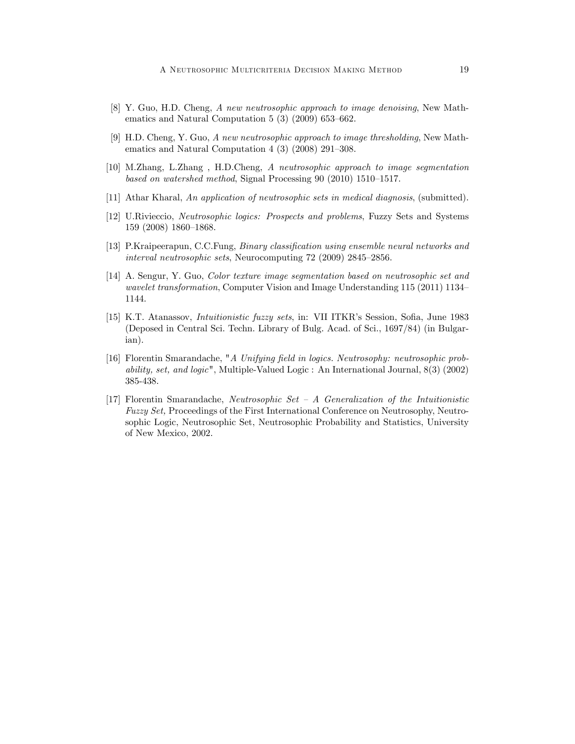[8] Y. Guo, H.D. Cheng, *A new neutrosophic approach to image denoising*, New Mathematics and Natural Computation 5 (3) (2009) 653–662.

[9] H.D. Cheng, Y. Guo, *A new neutrosophic approach to image thresholding*, New Mathematics and Natural Computation 4 (3) (2008) 291–308.

[10] M.Zhang, L.Zhang , H.D.Cheng, *A neutrosophic approach to image segmentation based on watershed method*, Signal Processing 90 (2010) 1510–1517.

[11] Athar Kharal, *An application of neutrosophic sets in medical diagnosis*, (submitted).

[12] U.Rivieccio, *Neutrosophic logics: Prospects and problems*, Fuzzy Sets and Systems 159 (2008) 1860–1868.

[13] P.Kraipeerapun, C.C.Fung, *Binary classification using ensemble neural networks and interval neutrosophic sets*, Neurocomputing 72 (2009) 2845–2856.

[14] A. Sengur, Y. Guo, *Color texture image segmentation based on neutrosophic set and wavelet transformation*, Computer Vision and Image Understanding 115 (2011) 1134–1144.

[15] K.T. Atanassov, *Intuitionistic fuzzy sets*, in: VII ITKR's Session, Sofia, June 1983 (Deposed in Central Sci. Techn. Library of Bulg. Acad. of Sci., 1697/84) (in Bulgarian).

[16] Florentin Smarandache, "*A Unifying field in logics. Neutrosophy: neutrosophic probability, set, and logic*", Multiple-Valued Logic : An International Journal, 8(3) (2002) 385-438.

[17] Florentin Smarandache, *Neutrosophic Set – A Generalization of the Intuitionistic Fuzzy Set,* Proceedings of the First International Conference on Neutrosophy, Neutrosophic Logic, Neutrosophic Set, Neutrosophic Probability and Statistics, University of New Mexico, 2002.